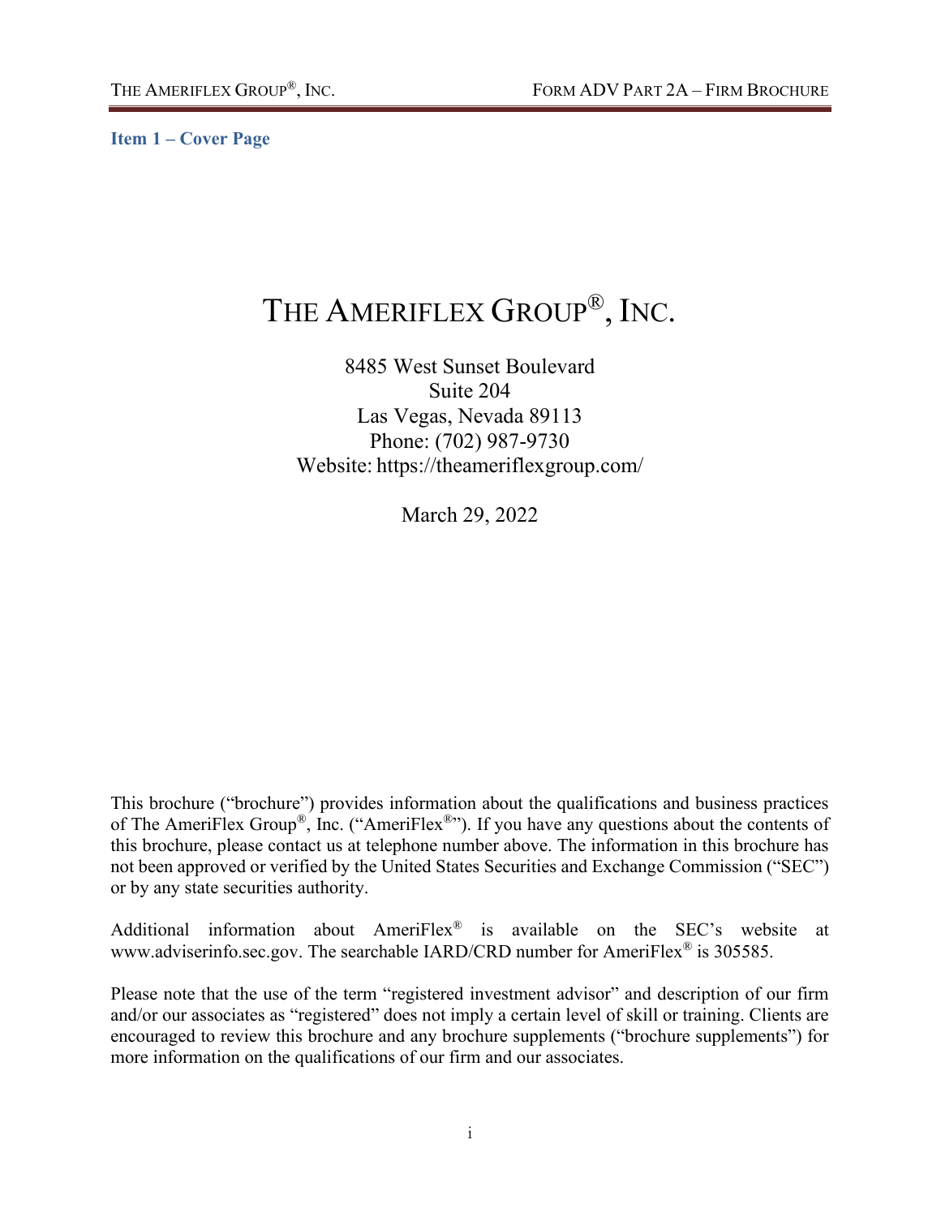## Item 1 – Cover Page

# THE AMERIFLEX GROUP®, INC.

8485 West Sunset Boulevard
Suite 204
Las Vegas, Nevada 89113
Phone: (702) 987-9730
Website: https://theameriflexgroup.com/

March 29, 2022

This brochure ("brochure") provides information about the qualifications and business practices of The AmeriFlex Group®, Inc. ("AmeriFlex®"). If you have any questions about the contents of this brochure, please contact us at telephone number above. The information in this brochure has not been approved or verified by the United States Securities and Exchange Commission ("SEC") or by any state securities authority.

Additional information about AmeriFlex® is available on the SEC's website at www.adviserinfo.sec.gov. The searchable IARD/CRD number for AmeriFlex® is 305585.

Please note that the use of the term "registered investment advisor" and description of our firm and/or our associates as "registered" does not imply a certain level of skill or training. Clients are encouraged to review this brochure and any brochure supplements ("brochure supplements") for more information on the qualifications of our firm and our associates.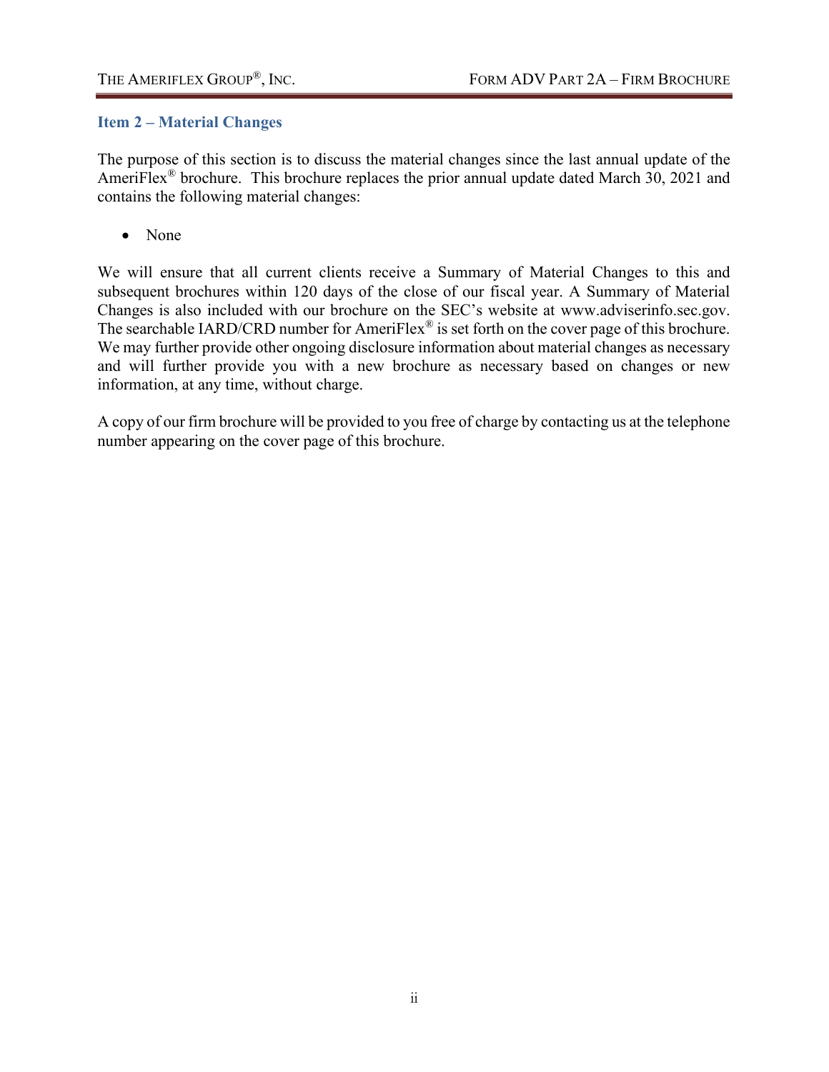## Item 2 – Material Changes

The purpose of this section is to discuss the material changes since the last annual update of the AmeriFlex® brochure. This brochure replaces the prior annual update dated March 30, 2021 and contains the following material changes:

- None

We will ensure that all current clients receive a Summary of Material Changes to this and subsequent brochures within 120 days of the close of our fiscal year. A Summary of Material Changes is also included with our brochure on the SEC's website at www.adviserinfo.sec.gov. The searchable IARD/CRD number for AmeriFlex® is set forth on the cover page of this brochure. We may further provide other ongoing disclosure information about material changes as necessary and will further provide you with a new brochure as necessary based on changes or new information, at any time, without charge.

A copy of our firm brochure will be provided to you free of charge by contacting us at the telephone number appearing on the cover page of this brochure.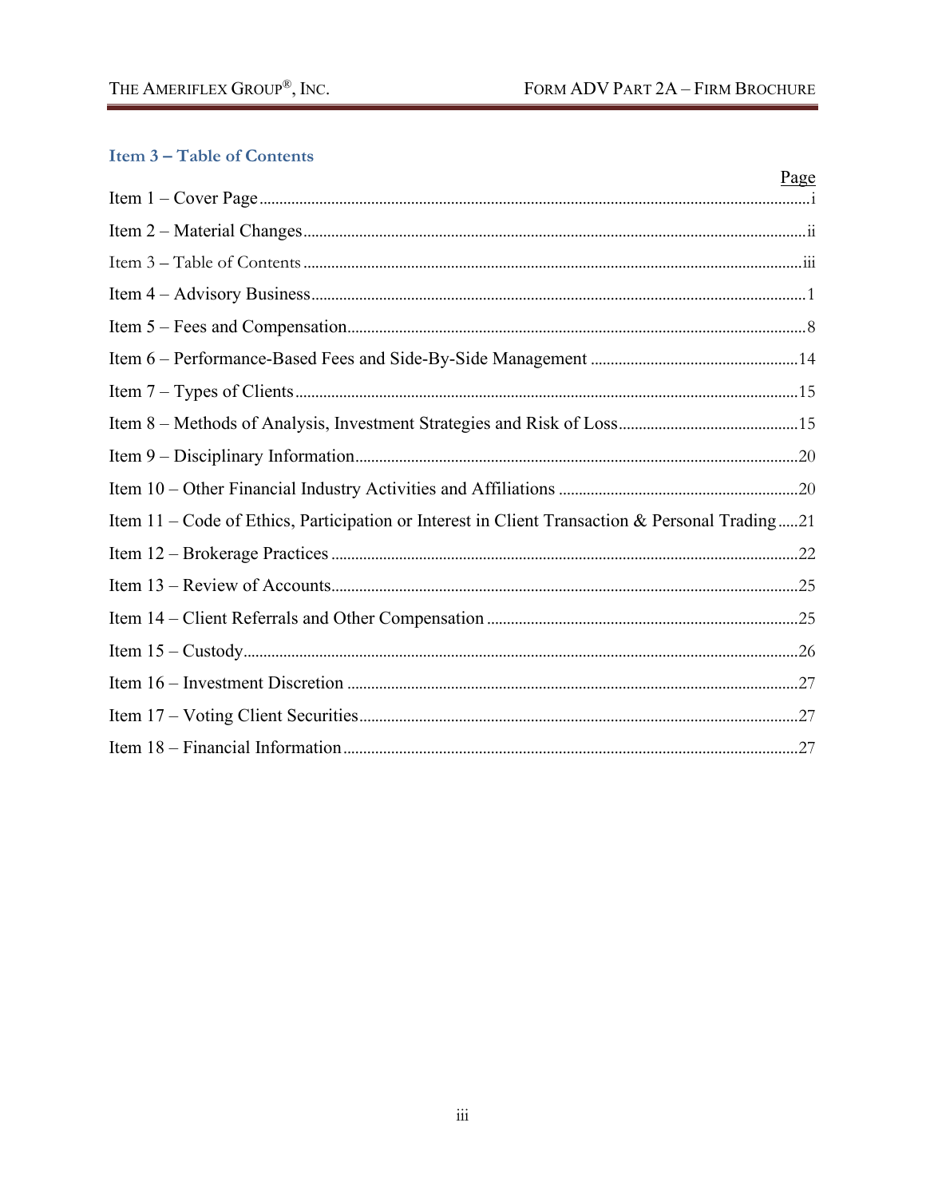## Item 3 – Table of Contents

| | Page |
|---|---|
| Item 1 – Cover Page | i |
| Item 2 – Material Changes | ii |
| Item 3 – Table of Contents | iii |
| Item 4 – Advisory Business | 1 |
| Item 5 – Fees and Compensation | 8 |
| Item 6 – Performance-Based Fees and Side-By-Side Management | 14 |
| Item 7 – Types of Clients | 15 |
| Item 8 – Methods of Analysis, Investment Strategies and Risk of Loss | 15 |
| Item 9 – Disciplinary Information | 20 |
| Item 10 – Other Financial Industry Activities and Affiliations | 20 |
| Item 11 – Code of Ethics, Participation or Interest in Client Transaction & Personal Trading | 21 |
| Item 12 – Brokerage Practices | 22 |
| Item 13 – Review of Accounts | 25 |
| Item 14 – Client Referrals and Other Compensation | 25 |
| Item 15 – Custody | 26 |
| Item 16 – Investment Discretion | 27 |
| Item 17 – Voting Client Securities | 27 |
| Item 18 – Financial Information | 27 |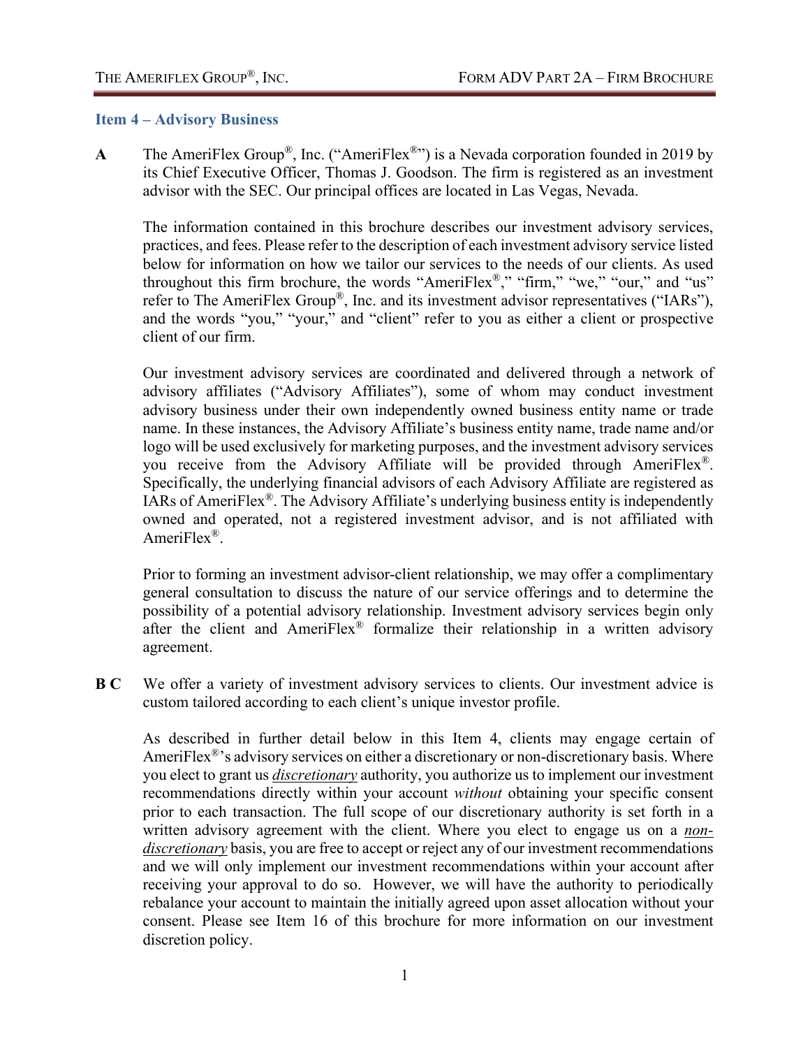### Item 4 – Advisory Business

**A** The AmeriFlex Group®, Inc. ("AmeriFlex®") is a Nevada corporation founded in 2019 by its Chief Executive Officer, Thomas J. Goodson. The firm is registered as an investment advisor with the SEC. Our principal offices are located in Las Vegas, Nevada.

The information contained in this brochure describes our investment advisory services, practices, and fees. Please refer to the description of each investment advisory service listed below for information on how we tailor our services to the needs of our clients. As used throughout this firm brochure, the words "AmeriFlex®," "firm," "we," "our," and "us" refer to The AmeriFlex Group®, Inc. and its investment advisor representatives ("IARs"), and the words "you," "your," and "client" refer to you as either a client or prospective client of our firm.

Our investment advisory services are coordinated and delivered through a network of advisory affiliates ("Advisory Affiliates"), some of whom may conduct investment advisory business under their own independently owned business entity name or trade name. In these instances, the Advisory Affiliate's business entity name, trade name and/or logo will be used exclusively for marketing purposes, and the investment advisory services you receive from the Advisory Affiliate will be provided through AmeriFlex®. Specifically, the underlying financial advisors of each Advisory Affiliate are registered as IARs of AmeriFlex®. The Advisory Affiliate's underlying business entity is independently owned and operated, not a registered investment advisor, and is not affiliated with AmeriFlex®.

Prior to forming an investment advisor-client relationship, we may offer a complimentary general consultation to discuss the nature of our service offerings and to determine the possibility of a potential advisory relationship. Investment advisory services begin only after the client and AmeriFlex® formalize their relationship in a written advisory agreement.

**B C** We offer a variety of investment advisory services to clients. Our investment advice is custom tailored according to each client's unique investor profile.

As described in further detail below in this Item 4, clients may engage certain of AmeriFlex®'s advisory services on either a discretionary or non-discretionary basis. Where you elect to grant us ***discretionary*** authority, you authorize us to implement our investment recommendations directly within your account *without* obtaining your specific consent prior to each transaction. The full scope of our discretionary authority is set forth in a written advisory agreement with the client. Where you elect to engage us on a ***non-discretionary*** basis, you are free to accept or reject any of our investment recommendations and we will only implement our investment recommendations within your account after receiving your approval to do so. However, we will have the authority to periodically rebalance your account to maintain the initially agreed upon asset allocation without your consent. Please see Item 16 of this brochure for more information on our investment discretion policy.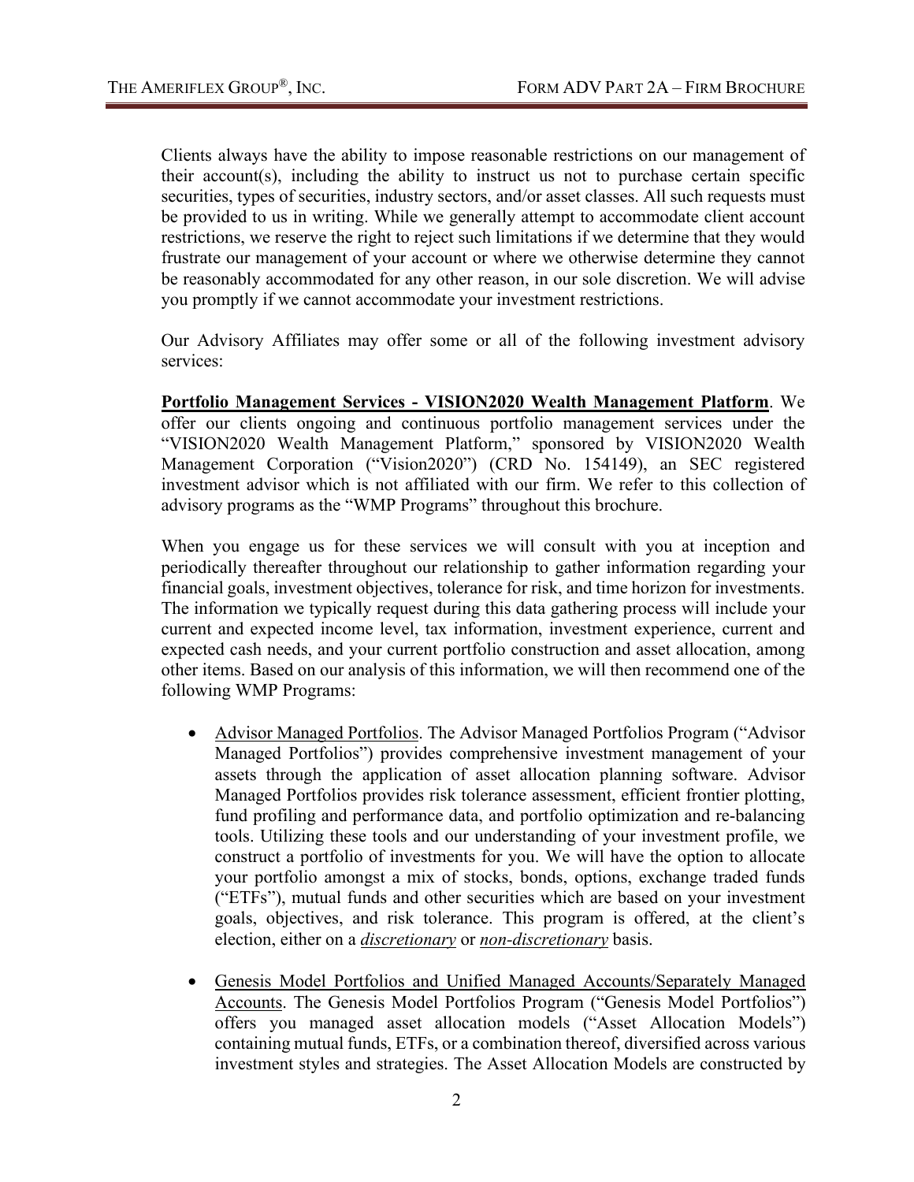Clients always have the ability to impose reasonable restrictions on our management of their account(s), including the ability to instruct us not to purchase certain specific securities, types of securities, industry sectors, and/or asset classes. All such requests must be provided to us in writing. While we generally attempt to accommodate client account restrictions, we reserve the right to reject such limitations if we determine that they would frustrate our management of your account or where we otherwise determine they cannot be reasonably accommodated for any other reason, in our sole discretion. We will advise you promptly if we cannot accommodate your investment restrictions.

Our Advisory Affiliates may offer some or all of the following investment advisory services:

**Portfolio Management Services - VISION2020 Wealth Management Platform**. We offer our clients ongoing and continuous portfolio management services under the "VISION2020 Wealth Management Platform," sponsored by VISION2020 Wealth Management Corporation ("Vision2020") (CRD No. 154149), an SEC registered investment advisor which is not affiliated with our firm. We refer to this collection of advisory programs as the "WMP Programs" throughout this brochure.

When you engage us for these services we will consult with you at inception and periodically thereafter throughout our relationship to gather information regarding your financial goals, investment objectives, tolerance for risk, and time horizon for investments. The information we typically request during this data gathering process will include your current and expected income level, tax information, investment experience, current and expected cash needs, and your current portfolio construction and asset allocation, among other items. Based on our analysis of this information, we will then recommend one of the following WMP Programs:

- Advisor Managed Portfolios. The Advisor Managed Portfolios Program ("Advisor Managed Portfolios") provides comprehensive investment management of your assets through the application of asset allocation planning software. Advisor Managed Portfolios provides risk tolerance assessment, efficient frontier plotting, fund profiling and performance data, and portfolio optimization and re-balancing tools. Utilizing these tools and our understanding of your investment profile, we construct a portfolio of investments for you. We will have the option to allocate your portfolio amongst a mix of stocks, bonds, options, exchange traded funds ("ETFs"), mutual funds and other securities which are based on your investment goals, objectives, and risk tolerance. This program is offered, at the client's election, either on a ***discretionary*** or ***non-discretionary*** basis.

- Genesis Model Portfolios and Unified Managed Accounts/Separately Managed Accounts. The Genesis Model Portfolios Program ("Genesis Model Portfolios") offers you managed asset allocation models ("Asset Allocation Models") containing mutual funds, ETFs, or a combination thereof, diversified across various investment styles and strategies. The Asset Allocation Models are constructed by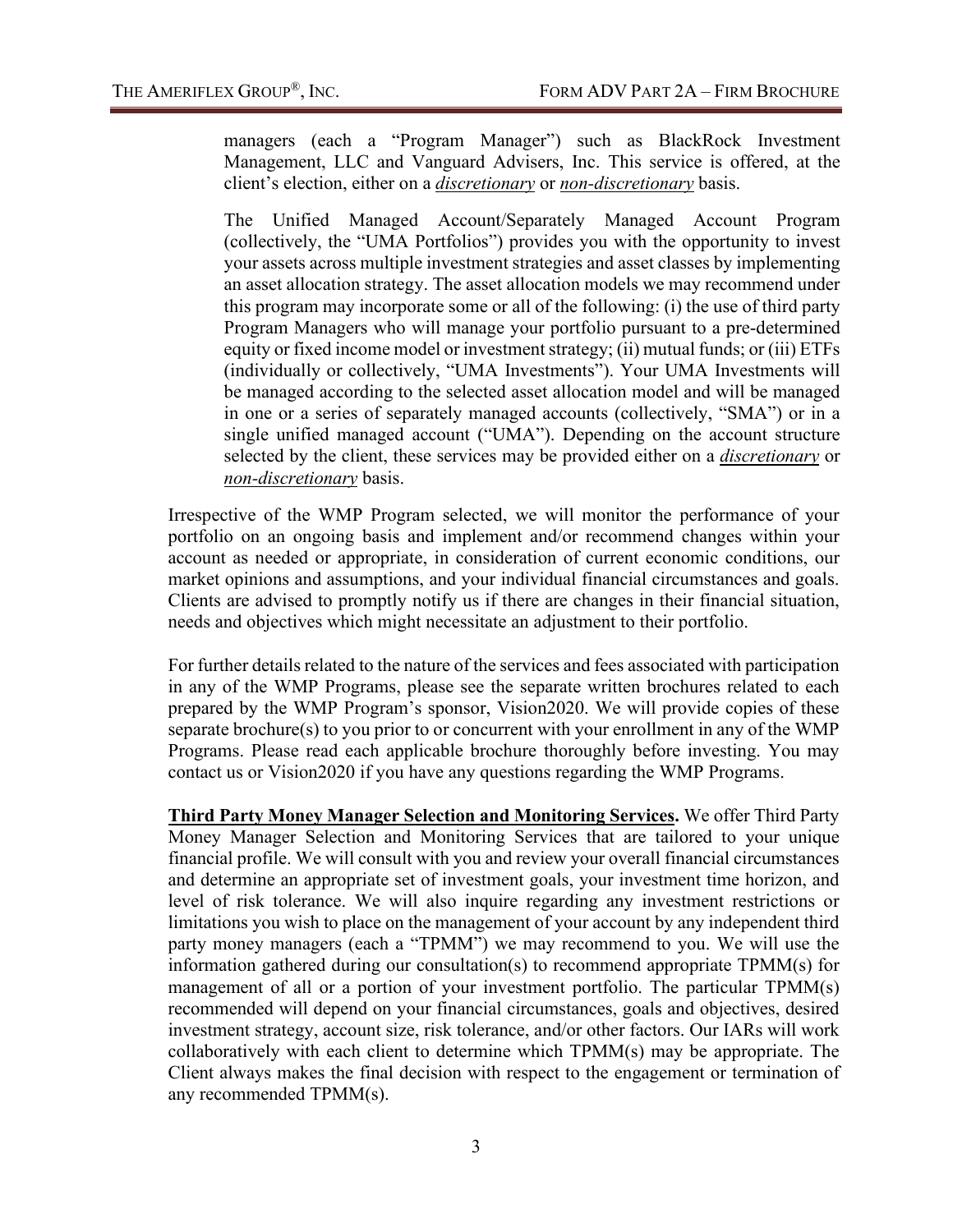managers (each a "Program Manager") such as BlackRock Investment Management, LLC and Vanguard Advisers, Inc. This service is offered, at the client's election, either on a ***discretionary*** or ***non-discretionary*** basis.

The Unified Managed Account/Separately Managed Account Program (collectively, the "UMA Portfolios") provides you with the opportunity to invest your assets across multiple investment strategies and asset classes by implementing an asset allocation strategy. The asset allocation models we may recommend under this program may incorporate some or all of the following: (i) the use of third party Program Managers who will manage your portfolio pursuant to a pre-determined equity or fixed income model or investment strategy; (ii) mutual funds; or (iii) ETFs (individually or collectively, "UMA Investments"). Your UMA Investments will be managed according to the selected asset allocation model and will be managed in one or a series of separately managed accounts (collectively, "SMA") or in a single unified managed account ("UMA"). Depending on the account structure selected by the client, these services may be provided either on a ***discretionary*** or ***non-discretionary*** basis.

Irrespective of the WMP Program selected, we will monitor the performance of your portfolio on an ongoing basis and implement and/or recommend changes within your account as needed or appropriate, in consideration of current economic conditions, our market opinions and assumptions, and your individual financial circumstances and goals. Clients are advised to promptly notify us if there are changes in their financial situation, needs and objectives which might necessitate an adjustment to their portfolio.

For further details related to the nature of the services and fees associated with participation in any of the WMP Programs, please see the separate written brochures related to each prepared by the WMP Program's sponsor, Vision2020. We will provide copies of these separate brochure(s) to you prior to or concurrent with your enrollment in any of the WMP Programs. Please read each applicable brochure thoroughly before investing. You may contact us or Vision2020 if you have any questions regarding the WMP Programs.

**Third Party Money Manager Selection and Monitoring Services.** We offer Third Party Money Manager Selection and Monitoring Services that are tailored to your unique financial profile. We will consult with you and review your overall financial circumstances and determine an appropriate set of investment goals, your investment time horizon, and level of risk tolerance. We will also inquire regarding any investment restrictions or limitations you wish to place on the management of your account by any independent third party money managers (each a "TPMM") we may recommend to you. We will use the information gathered during our consultation(s) to recommend appropriate TPMM(s) for management of all or a portion of your investment portfolio. The particular TPMM(s) recommended will depend on your financial circumstances, goals and objectives, desired investment strategy, account size, risk tolerance, and/or other factors. Our IARs will work collaboratively with each client to determine which TPMM(s) may be appropriate. The Client always makes the final decision with respect to the engagement or termination of any recommended TPMM(s).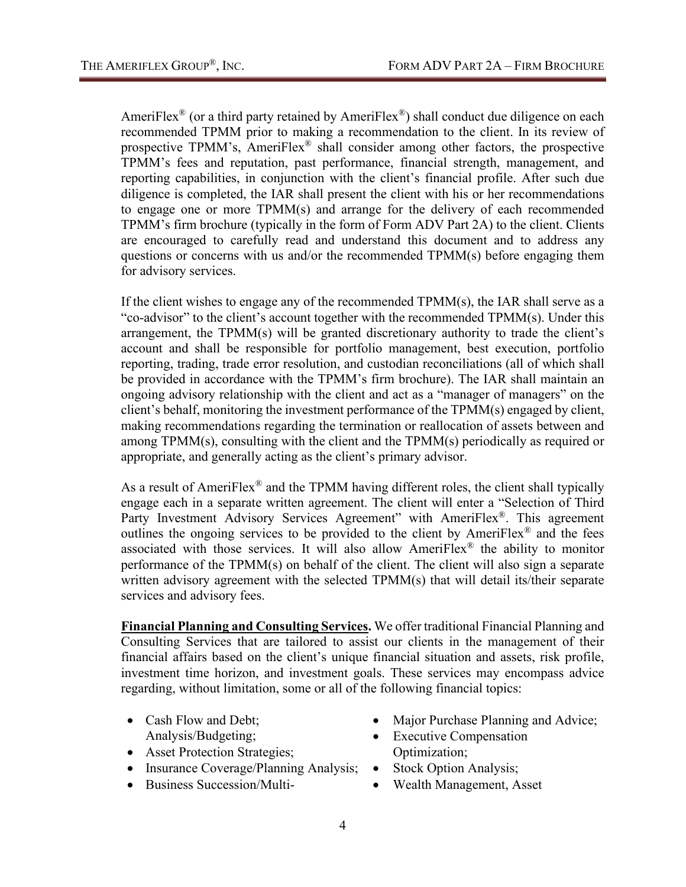AmeriFlex® (or a third party retained by AmeriFlex®) shall conduct due diligence on each recommended TPMM prior to making a recommendation to the client. In its review of prospective TPMM's, AmeriFlex® shall consider among other factors, the prospective TPMM's fees and reputation, past performance, financial strength, management, and reporting capabilities, in conjunction with the client's financial profile. After such due diligence is completed, the IAR shall present the client with his or her recommendations to engage one or more TPMM(s) and arrange for the delivery of each recommended TPMM's firm brochure (typically in the form of Form ADV Part 2A) to the client. Clients are encouraged to carefully read and understand this document and to address any questions or concerns with us and/or the recommended TPMM(s) before engaging them for advisory services.

If the client wishes to engage any of the recommended TPMM(s), the IAR shall serve as a "co-advisor" to the client's account together with the recommended TPMM(s). Under this arrangement, the TPMM(s) will be granted discretionary authority to trade the client's account and shall be responsible for portfolio management, best execution, portfolio reporting, trading, trade error resolution, and custodian reconciliations (all of which shall be provided in accordance with the TPMM's firm brochure). The IAR shall maintain an ongoing advisory relationship with the client and act as a "manager of managers" on the client's behalf, monitoring the investment performance of the TPMM(s) engaged by client, making recommendations regarding the termination or reallocation of assets between and among TPMM(s), consulting with the client and the TPMM(s) periodically as required or appropriate, and generally acting as the client's primary advisor.

As a result of AmeriFlex® and the TPMM having different roles, the client shall typically engage each in a separate written agreement. The client will enter a "Selection of Third Party Investment Advisory Services Agreement" with AmeriFlex®. This agreement outlines the ongoing services to be provided to the client by AmeriFlex® and the fees associated with those services. It will also allow AmeriFlex® the ability to monitor performance of the TPMM(s) on behalf of the client. The client will also sign a separate written advisory agreement with the selected TPMM(s) that will detail its/their separate services and advisory fees.

**Financial Planning and Consulting Services.** We offer traditional Financial Planning and Consulting Services that are tailored to assist our clients in the management of their financial affairs based on the client's unique financial situation and assets, risk profile, investment time horizon, and investment goals. These services may encompass advice regarding, without limitation, some or all of the following financial topics:

- Cash Flow and Debt; Analysis/Budgeting;
- Asset Protection Strategies;
- Insurance Coverage/Planning Analysis;
- Business Succession/Multi-
- Major Purchase Planning and Advice;
- Executive Compensation Optimization;
- Stock Option Analysis;
- Wealth Management, Asset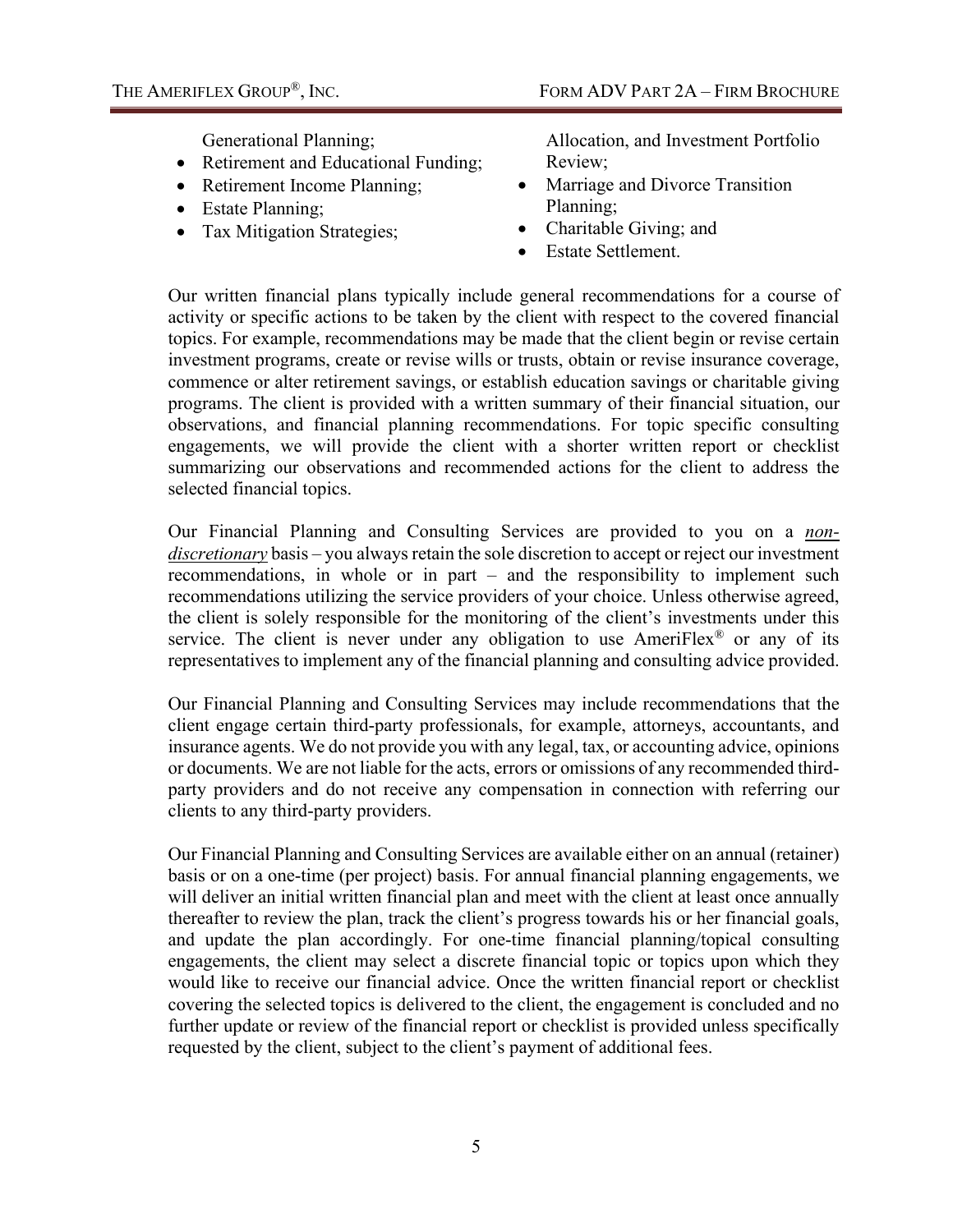Generational Planning;

- Retirement and Educational Funding;
- Retirement Income Planning;
- Estate Planning;
- Tax Mitigation Strategies;

Allocation, and Investment Portfolio Review;

- Marriage and Divorce Transition Planning;
- Charitable Giving; and
- Estate Settlement.

Our written financial plans typically include general recommendations for a course of activity or specific actions to be taken by the client with respect to the covered financial topics. For example, recommendations may be made that the client begin or revise certain investment programs, create or revise wills or trusts, obtain or revise insurance coverage, commence or alter retirement savings, or establish education savings or charitable giving programs. The client is provided with a written summary of their financial situation, our observations, and financial planning recommendations. For topic specific consulting engagements, we will provide the client with a shorter written report or checklist summarizing our observations and recommended actions for the client to address the selected financial topics.

Our Financial Planning and Consulting Services are provided to you on a <u>*non-discretionary*</u> basis – you always retain the sole discretion to accept or reject our investment recommendations, in whole or in part – and the responsibility to implement such recommendations utilizing the service providers of your choice. Unless otherwise agreed, the client is solely responsible for the monitoring of the client's investments under this service. The client is never under any obligation to use AmeriFlex® or any of its representatives to implement any of the financial planning and consulting advice provided.

Our Financial Planning and Consulting Services may include recommendations that the client engage certain third-party professionals, for example, attorneys, accountants, and insurance agents. We do not provide you with any legal, tax, or accounting advice, opinions or documents. We are not liable for the acts, errors or omissions of any recommended third-party providers and do not receive any compensation in connection with referring our clients to any third-party providers.

Our Financial Planning and Consulting Services are available either on an annual (retainer) basis or on a one-time (per project) basis. For annual financial planning engagements, we will deliver an initial written financial plan and meet with the client at least once annually thereafter to review the plan, track the client's progress towards his or her financial goals, and update the plan accordingly. For one-time financial planning/topical consulting engagements, the client may select a discrete financial topic or topics upon which they would like to receive our financial advice. Once the written financial report or checklist covering the selected topics is delivered to the client, the engagement is concluded and no further update or review of the financial report or checklist is provided unless specifically requested by the client, subject to the client's payment of additional fees.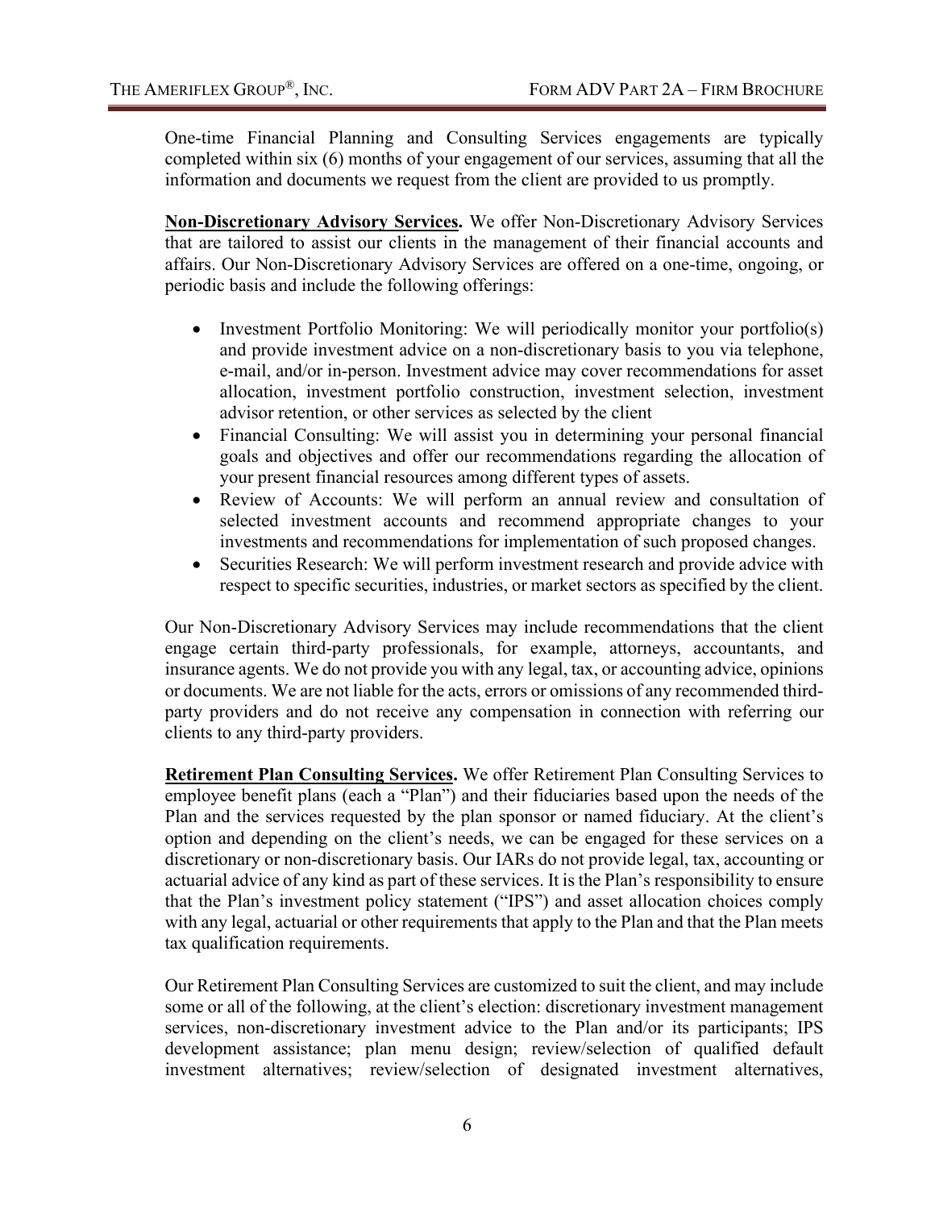One-time Financial Planning and Consulting Services engagements are typically completed within six (6) months of your engagement of our services, assuming that all the information and documents we request from the client are provided to us promptly.

**Non-Discretionary Advisory Services.** We offer Non-Discretionary Advisory Services that are tailored to assist our clients in the management of their financial accounts and affairs. Our Non-Discretionary Advisory Services are offered on a one-time, ongoing, or periodic basis and include the following offerings:

- Investment Portfolio Monitoring: We will periodically monitor your portfolio(s) and provide investment advice on a non-discretionary basis to you via telephone, e-mail, and/or in-person. Investment advice may cover recommendations for asset allocation, investment portfolio construction, investment selection, investment advisor retention, or other services as selected by the client
- Financial Consulting: We will assist you in determining your personal financial goals and objectives and offer our recommendations regarding the allocation of your present financial resources among different types of assets.
- Review of Accounts: We will perform an annual review and consultation of selected investment accounts and recommend appropriate changes to your investments and recommendations for implementation of such proposed changes.
- Securities Research: We will perform investment research and provide advice with respect to specific securities, industries, or market sectors as specified by the client.

Our Non-Discretionary Advisory Services may include recommendations that the client engage certain third-party professionals, for example, attorneys, accountants, and insurance agents. We do not provide you with any legal, tax, or accounting advice, opinions or documents. We are not liable for the acts, errors or omissions of any recommended third-party providers and do not receive any compensation in connection with referring our clients to any third-party providers.

**Retirement Plan Consulting Services.** We offer Retirement Plan Consulting Services to employee benefit plans (each a "Plan") and their fiduciaries based upon the needs of the Plan and the services requested by the plan sponsor or named fiduciary. At the client's option and depending on the client's needs, we can be engaged for these services on a discretionary or non-discretionary basis. Our IARs do not provide legal, tax, accounting or actuarial advice of any kind as part of these services. It is the Plan's responsibility to ensure that the Plan's investment policy statement ("IPS") and asset allocation choices comply with any legal, actuarial or other requirements that apply to the Plan and that the Plan meets tax qualification requirements.

Our Retirement Plan Consulting Services are customized to suit the client, and may include some or all of the following, at the client's election: discretionary investment management services, non-discretionary investment advice to the Plan and/or its participants; IPS development assistance; plan menu design; review/selection of qualified default investment alternatives; review/selection of designated investment alternatives,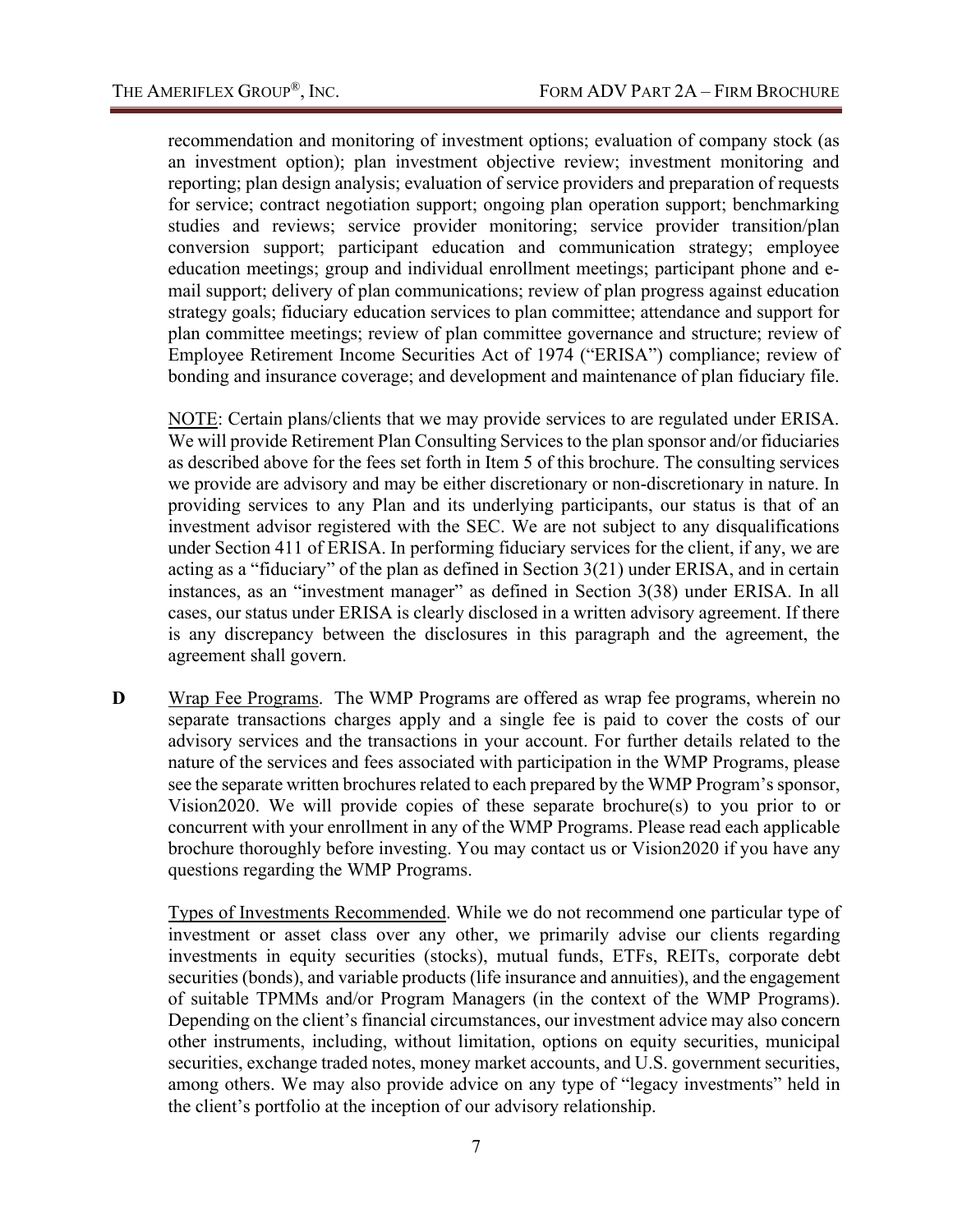recommendation and monitoring of investment options; evaluation of company stock (as an investment option); plan investment objective review; investment monitoring and reporting; plan design analysis; evaluation of service providers and preparation of requests for service; contract negotiation support; ongoing plan operation support; benchmarking studies and reviews; service provider monitoring; service provider transition/plan conversion support; participant education and communication strategy; employee education meetings; group and individual enrollment meetings; participant phone and e-mail support; delivery of plan communications; review of plan progress against education strategy goals; fiduciary education services to plan committee; attendance and support for plan committee meetings; review of plan committee governance and structure; review of Employee Retirement Income Securities Act of 1974 ("ERISA") compliance; review of bonding and insurance coverage; and development and maintenance of plan fiduciary file.

NOTE: Certain plans/clients that we may provide services to are regulated under ERISA. We will provide Retirement Plan Consulting Services to the plan sponsor and/or fiduciaries as described above for the fees set forth in Item 5 of this brochure. The consulting services we provide are advisory and may be either discretionary or non-discretionary in nature. In providing services to any Plan and its underlying participants, our status is that of an investment advisor registered with the SEC. We are not subject to any disqualifications under Section 411 of ERISA. In performing fiduciary services for the client, if any, we are acting as a "fiduciary" of the plan as defined in Section 3(21) under ERISA, and in certain instances, as an "investment manager" as defined in Section 3(38) under ERISA. In all cases, our status under ERISA is clearly disclosed in a written advisory agreement. If there is any discrepancy between the disclosures in this paragraph and the agreement, the agreement shall govern.

**D** Wrap Fee Programs. The WMP Programs are offered as wrap fee programs, wherein no separate transactions charges apply and a single fee is paid to cover the costs of our advisory services and the transactions in your account. For further details related to the nature of the services and fees associated with participation in the WMP Programs, please see the separate written brochures related to each prepared by the WMP Program's sponsor, Vision2020. We will provide copies of these separate brochure(s) to you prior to or concurrent with your enrollment in any of the WMP Programs. Please read each applicable brochure thoroughly before investing. You may contact us or Vision2020 if you have any questions regarding the WMP Programs.

Types of Investments Recommended. While we do not recommend one particular type of investment or asset class over any other, we primarily advise our clients regarding investments in equity securities (stocks), mutual funds, ETFs, REITs, corporate debt securities (bonds), and variable products (life insurance and annuities), and the engagement of suitable TPMMs and/or Program Managers (in the context of the WMP Programs). Depending on the client's financial circumstances, our investment advice may also concern other instruments, including, without limitation, options on equity securities, municipal securities, exchange traded notes, money market accounts, and U.S. government securities, among others. We may also provide advice on any type of "legacy investments" held in the client's portfolio at the inception of our advisory relationship.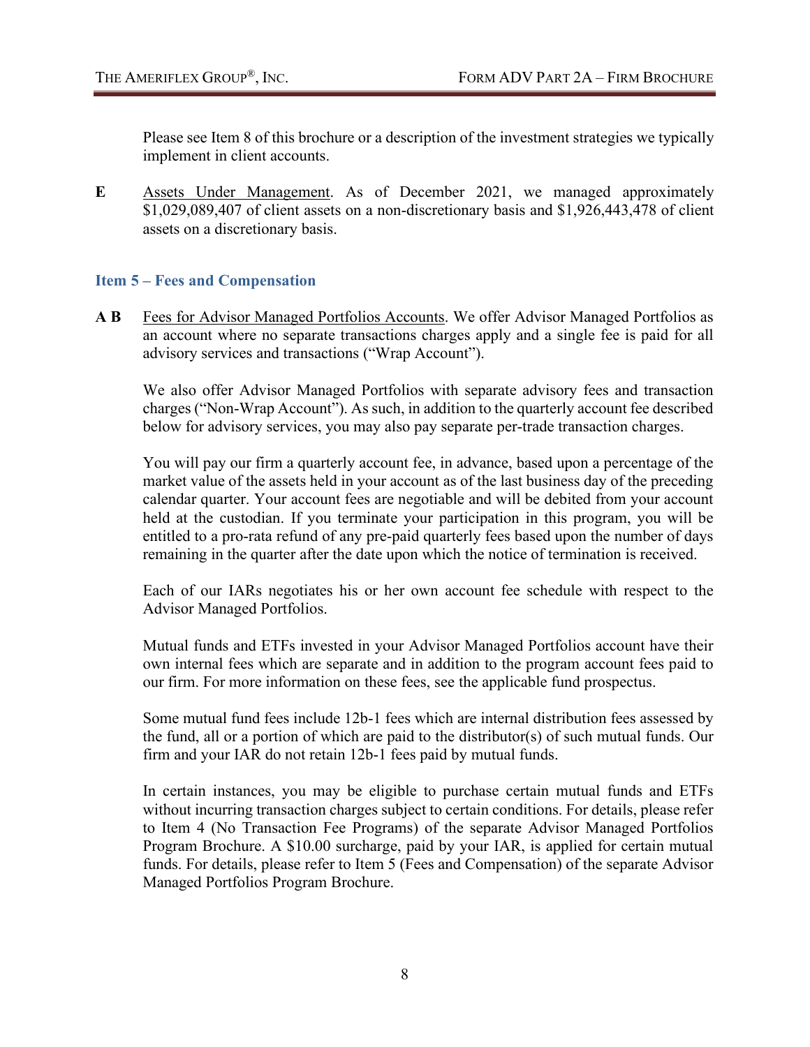Please see Item 8 of this brochure or a description of the investment strategies we typically implement in client accounts.

**E** Assets Under Management. As of December 2021, we managed approximately $1,029,089,407 of client assets on a non-discretionary basis and $1,926,443,478 of client assets on a discretionary basis.

## Item 5 – Fees and Compensation

**A B** Fees for Advisor Managed Portfolios Accounts. We offer Advisor Managed Portfolios as an account where no separate transactions charges apply and a single fee is paid for all advisory services and transactions ("Wrap Account").

We also offer Advisor Managed Portfolios with separate advisory fees and transaction charges ("Non-Wrap Account"). As such, in addition to the quarterly account fee described below for advisory services, you may also pay separate per-trade transaction charges.

You will pay our firm a quarterly account fee, in advance, based upon a percentage of the market value of the assets held in your account as of the last business day of the preceding calendar quarter. Your account fees are negotiable and will be debited from your account held at the custodian. If you terminate your participation in this program, you will be entitled to a pro-rata refund of any pre-paid quarterly fees based upon the number of days remaining in the quarter after the date upon which the notice of termination is received.

Each of our IARs negotiates his or her own account fee schedule with respect to the Advisor Managed Portfolios.

Mutual funds and ETFs invested in your Advisor Managed Portfolios account have their own internal fees which are separate and in addition to the program account fees paid to our firm. For more information on these fees, see the applicable fund prospectus.

Some mutual fund fees include 12b-1 fees which are internal distribution fees assessed by the fund, all or a portion of which are paid to the distributor(s) of such mutual funds. Our firm and your IAR do not retain 12b-1 fees paid by mutual funds.

In certain instances, you may be eligible to purchase certain mutual funds and ETFs without incurring transaction charges subject to certain conditions. For details, please refer to Item 4 (No Transaction Fee Programs) of the separate Advisor Managed Portfolios Program Brochure. A $10.00 surcharge, paid by your IAR, is applied for certain mutual funds. For details, please refer to Item 5 (Fees and Compensation) of the separate Advisor Managed Portfolios Program Brochure.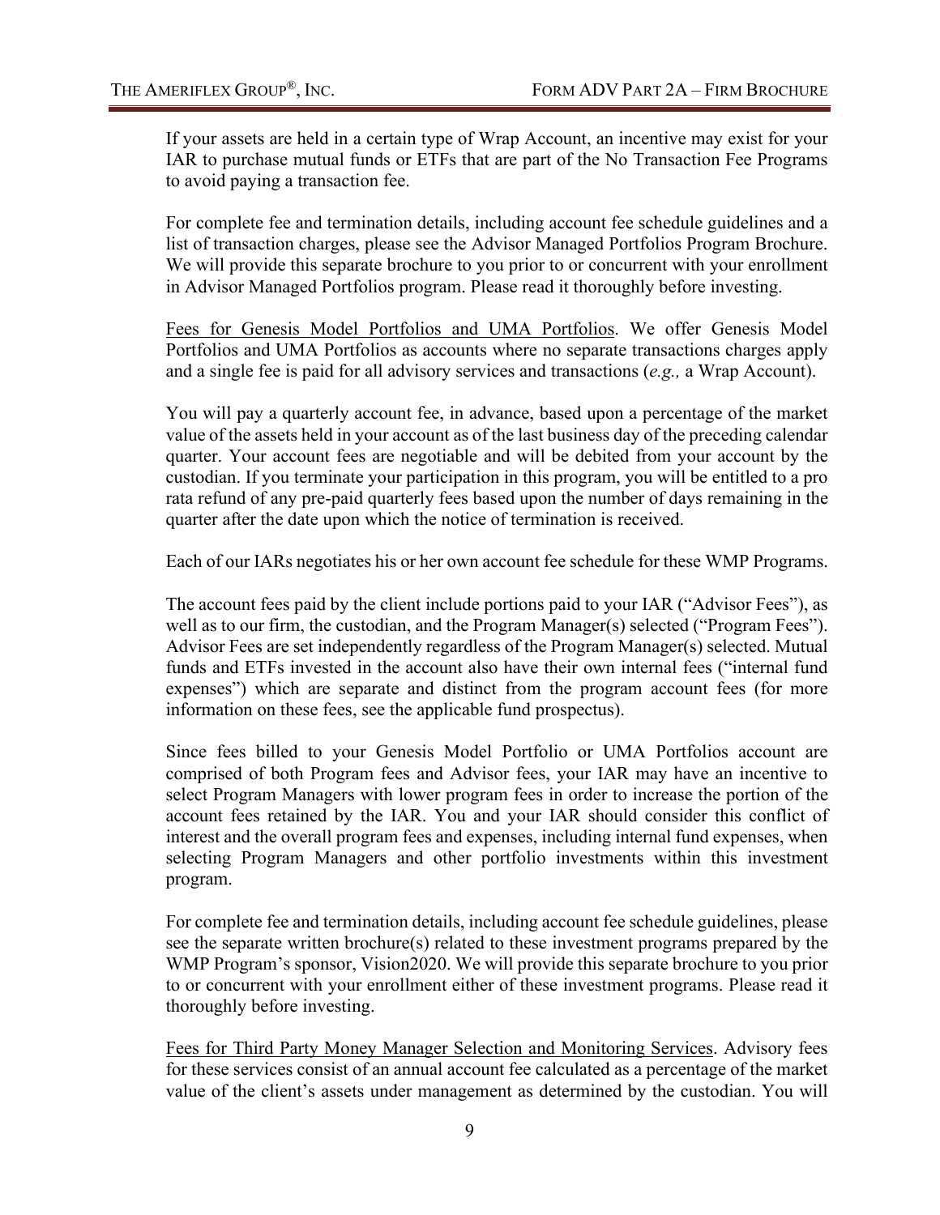If your assets are held in a certain type of Wrap Account, an incentive may exist for your IAR to purchase mutual funds or ETFs that are part of the No Transaction Fee Programs to avoid paying a transaction fee.

For complete fee and termination details, including account fee schedule guidelines and a list of transaction charges, please see the Advisor Managed Portfolios Program Brochure. We will provide this separate brochure to you prior to or concurrent with your enrollment in Advisor Managed Portfolios program. Please read it thoroughly before investing.

Fees for Genesis Model Portfolios and UMA Portfolios. We offer Genesis Model Portfolios and UMA Portfolios as accounts where no separate transactions charges apply and a single fee is paid for all advisory services and transactions (*e.g.,* a Wrap Account).

You will pay a quarterly account fee, in advance, based upon a percentage of the market value of the assets held in your account as of the last business day of the preceding calendar quarter. Your account fees are negotiable and will be debited from your account by the custodian. If you terminate your participation in this program, you will be entitled to a pro rata refund of any pre-paid quarterly fees based upon the number of days remaining in the quarter after the date upon which the notice of termination is received.

Each of our IARs negotiates his or her own account fee schedule for these WMP Programs.

The account fees paid by the client include portions paid to your IAR ("Advisor Fees"), as well as to our firm, the custodian, and the Program Manager(s) selected ("Program Fees"). Advisor Fees are set independently regardless of the Program Manager(s) selected. Mutual funds and ETFs invested in the account also have their own internal fees ("internal fund expenses") which are separate and distinct from the program account fees (for more information on these fees, see the applicable fund prospectus).

Since fees billed to your Genesis Model Portfolio or UMA Portfolios account are comprised of both Program fees and Advisor fees, your IAR may have an incentive to select Program Managers with lower program fees in order to increase the portion of the account fees retained by the IAR. You and your IAR should consider this conflict of interest and the overall program fees and expenses, including internal fund expenses, when selecting Program Managers and other portfolio investments within this investment program.

For complete fee and termination details, including account fee schedule guidelines, please see the separate written brochure(s) related to these investment programs prepared by the WMP Program's sponsor, Vision2020. We will provide this separate brochure to you prior to or concurrent with your enrollment either of these investment programs. Please read it thoroughly before investing.

Fees for Third Party Money Manager Selection and Monitoring Services. Advisory fees for these services consist of an annual account fee calculated as a percentage of the market value of the client's assets under management as determined by the custodian. You will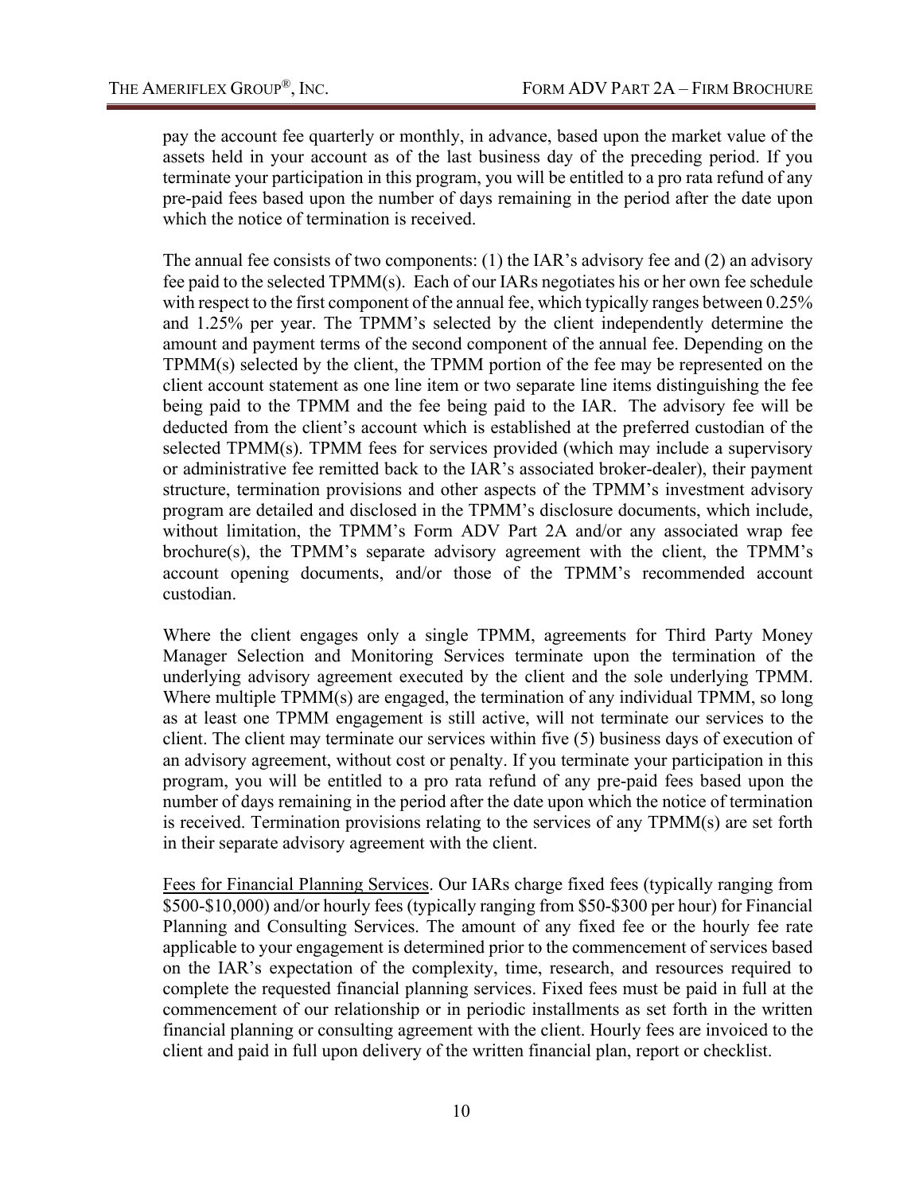pay the account fee quarterly or monthly, in advance, based upon the market value of the assets held in your account as of the last business day of the preceding period. If you terminate your participation in this program, you will be entitled to a pro rata refund of any pre-paid fees based upon the number of days remaining in the period after the date upon which the notice of termination is received.

The annual fee consists of two components: (1) the IAR's advisory fee and (2) an advisory fee paid to the selected TPMM(s). Each of our IARs negotiates his or her own fee schedule with respect to the first component of the annual fee, which typically ranges between 0.25% and 1.25% per year. The TPMM's selected by the client independently determine the amount and payment terms of the second component of the annual fee. Depending on the TPMM(s) selected by the client, the TPMM portion of the fee may be represented on the client account statement as one line item or two separate line items distinguishing the fee being paid to the TPMM and the fee being paid to the IAR. The advisory fee will be deducted from the client's account which is established at the preferred custodian of the selected TPMM(s). TPMM fees for services provided (which may include a supervisory or administrative fee remitted back to the IAR's associated broker-dealer), their payment structure, termination provisions and other aspects of the TPMM's investment advisory program are detailed and disclosed in the TPMM's disclosure documents, which include, without limitation, the TPMM's Form ADV Part 2A and/or any associated wrap fee brochure(s), the TPMM's separate advisory agreement with the client, the TPMM's account opening documents, and/or those of the TPMM's recommended account custodian.

Where the client engages only a single TPMM, agreements for Third Party Money Manager Selection and Monitoring Services terminate upon the termination of the underlying advisory agreement executed by the client and the sole underlying TPMM. Where multiple TPMM(s) are engaged, the termination of any individual TPMM, so long as at least one TPMM engagement is still active, will not terminate our services to the client. The client may terminate our services within five (5) business days of execution of an advisory agreement, without cost or penalty. If you terminate your participation in this program, you will be entitled to a pro rata refund of any pre-paid fees based upon the number of days remaining in the period after the date upon which the notice of termination is received. Termination provisions relating to the services of any TPMM(s) are set forth in their separate advisory agreement with the client.

Fees for Financial Planning Services. Our IARs charge fixed fees (typically ranging from \$500-\$10,000) and/or hourly fees (typically ranging from \$50-\$300 per hour) for Financial Planning and Consulting Services. The amount of any fixed fee or the hourly fee rate applicable to your engagement is determined prior to the commencement of services based on the IAR's expectation of the complexity, time, research, and resources required to complete the requested financial planning services. Fixed fees must be paid in full at the commencement of our relationship or in periodic installments as set forth in the written financial planning or consulting agreement with the client. Hourly fees are invoiced to the client and paid in full upon delivery of the written financial plan, report or checklist.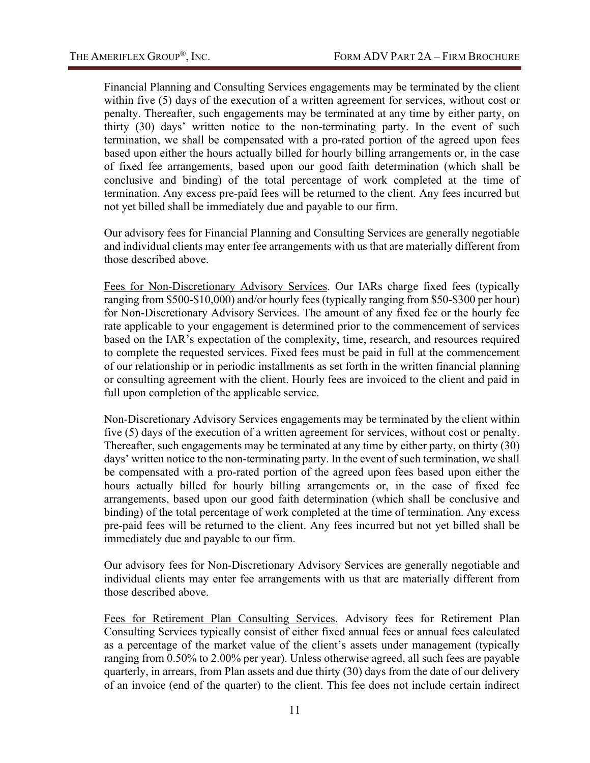Financial Planning and Consulting Services engagements may be terminated by the client within five (5) days of the execution of a written agreement for services, without cost or penalty. Thereafter, such engagements may be terminated at any time by either party, on thirty (30) days' written notice to the non-terminating party. In the event of such termination, we shall be compensated with a pro-rated portion of the agreed upon fees based upon either the hours actually billed for hourly billing arrangements or, in the case of fixed fee arrangements, based upon our good faith determination (which shall be conclusive and binding) of the total percentage of work completed at the time of termination. Any excess pre-paid fees will be returned to the client. Any fees incurred but not yet billed shall be immediately due and payable to our firm.

Our advisory fees for Financial Planning and Consulting Services are generally negotiable and individual clients may enter fee arrangements with us that are materially different from those described above.

Fees for Non-Discretionary Advisory Services. Our IARs charge fixed fees (typically ranging from $500-$10,000) and/or hourly fees (typically ranging from $50-$300 per hour) for Non-Discretionary Advisory Services. The amount of any fixed fee or the hourly fee rate applicable to your engagement is determined prior to the commencement of services based on the IAR's expectation of the complexity, time, research, and resources required to complete the requested services. Fixed fees must be paid in full at the commencement of our relationship or in periodic installments as set forth in the written financial planning or consulting agreement with the client. Hourly fees are invoiced to the client and paid in full upon completion of the applicable service.

Non-Discretionary Advisory Services engagements may be terminated by the client within five (5) days of the execution of a written agreement for services, without cost or penalty. Thereafter, such engagements may be terminated at any time by either party, on thirty (30) days' written notice to the non-terminating party. In the event of such termination, we shall be compensated with a pro-rated portion of the agreed upon fees based upon either the hours actually billed for hourly billing arrangements or, in the case of fixed fee arrangements, based upon our good faith determination (which shall be conclusive and binding) of the total percentage of work completed at the time of termination. Any excess pre-paid fees will be returned to the client. Any fees incurred but not yet billed shall be immediately due and payable to our firm.

Our advisory fees for Non-Discretionary Advisory Services are generally negotiable and individual clients may enter fee arrangements with us that are materially different from those described above.

Fees for Retirement Plan Consulting Services. Advisory fees for Retirement Plan Consulting Services typically consist of either fixed annual fees or annual fees calculated as a percentage of the market value of the client's assets under management (typically ranging from 0.50% to 2.00% per year). Unless otherwise agreed, all such fees are payable quarterly, in arrears, from Plan assets and due thirty (30) days from the date of our delivery of an invoice (end of the quarter) to the client. This fee does not include certain indirect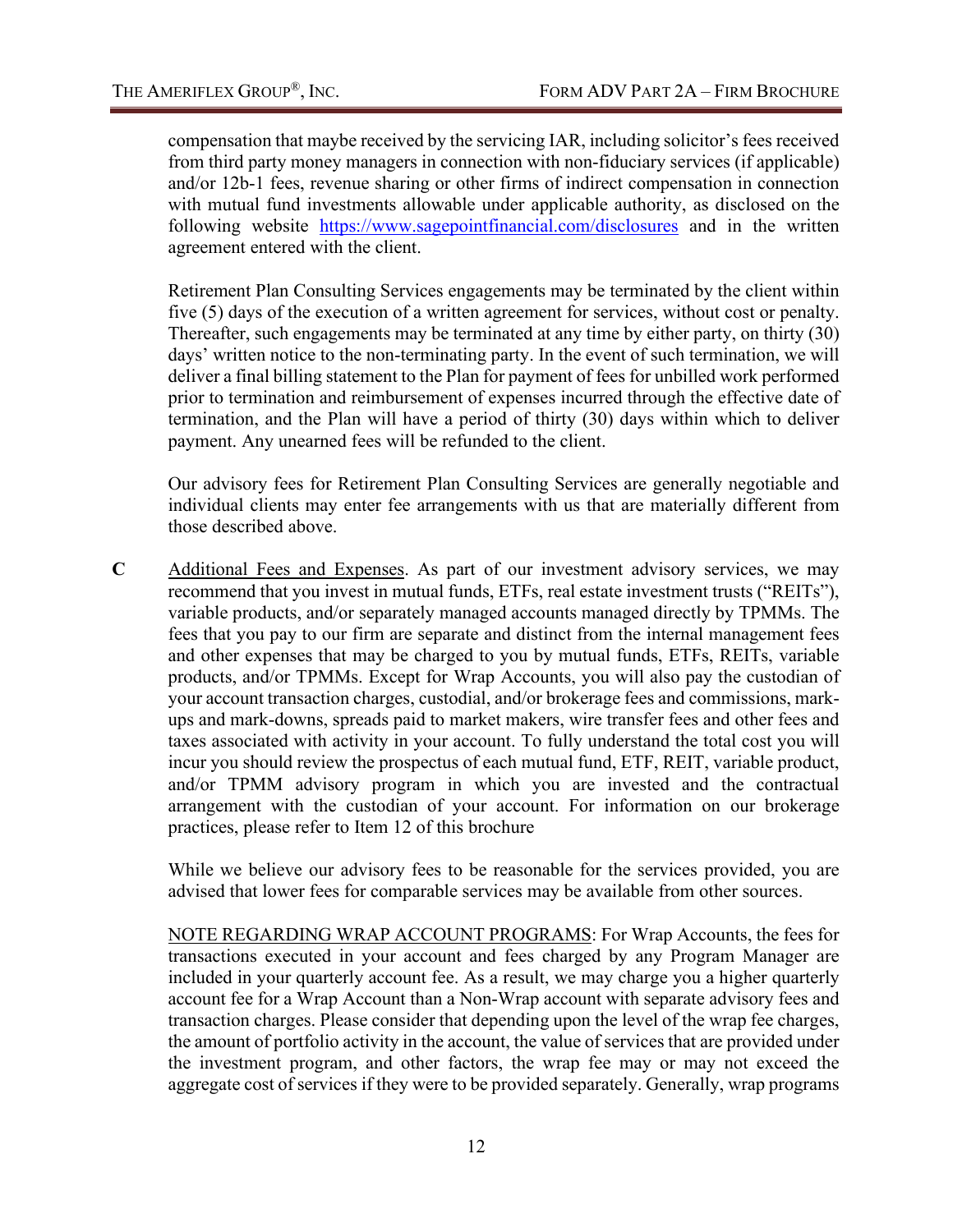compensation that maybe received by the servicing IAR, including solicitor's fees received from third party money managers in connection with non-fiduciary services (if applicable) and/or 12b-1 fees, revenue sharing or other firms of indirect compensation in connection with mutual fund investments allowable under applicable authority, as disclosed on the following website https://www.sagepointfinancial.com/disclosures and in the written agreement entered with the client.

Retirement Plan Consulting Services engagements may be terminated by the client within five (5) days of the execution of a written agreement for services, without cost or penalty. Thereafter, such engagements may be terminated at any time by either party, on thirty (30) days' written notice to the non-terminating party. In the event of such termination, we will deliver a final billing statement to the Plan for payment of fees for unbilled work performed prior to termination and reimbursement of expenses incurred through the effective date of termination, and the Plan will have a period of thirty (30) days within which to deliver payment. Any unearned fees will be refunded to the client.

Our advisory fees for Retirement Plan Consulting Services are generally negotiable and individual clients may enter fee arrangements with us that are materially different from those described above.

**C** Additional Fees and Expenses. As part of our investment advisory services, we may recommend that you invest in mutual funds, ETFs, real estate investment trusts ("REITs"), variable products, and/or separately managed accounts managed directly by TPMMs. The fees that you pay to our firm are separate and distinct from the internal management fees and other expenses that may be charged to you by mutual funds, ETFs, REITs, variable products, and/or TPMMs. Except for Wrap Accounts, you will also pay the custodian of your account transaction charges, custodial, and/or brokerage fees and commissions, mark-ups and mark-downs, spreads paid to market makers, wire transfer fees and other fees and taxes associated with activity in your account. To fully understand the total cost you will incur you should review the prospectus of each mutual fund, ETF, REIT, variable product, and/or TPMM advisory program in which you are invested and the contractual arrangement with the custodian of your account. For information on our brokerage practices, please refer to Item 12 of this brochure

While we believe our advisory fees to be reasonable for the services provided, you are advised that lower fees for comparable services may be available from other sources.

NOTE REGARDING WRAP ACCOUNT PROGRAMS: For Wrap Accounts, the fees for transactions executed in your account and fees charged by any Program Manager are included in your quarterly account fee. As a result, we may charge you a higher quarterly account fee for a Wrap Account than a Non-Wrap account with separate advisory fees and transaction charges. Please consider that depending upon the level of the wrap fee charges, the amount of portfolio activity in the account, the value of services that are provided under the investment program, and other factors, the wrap fee may or may not exceed the aggregate cost of services if they were to be provided separately. Generally, wrap programs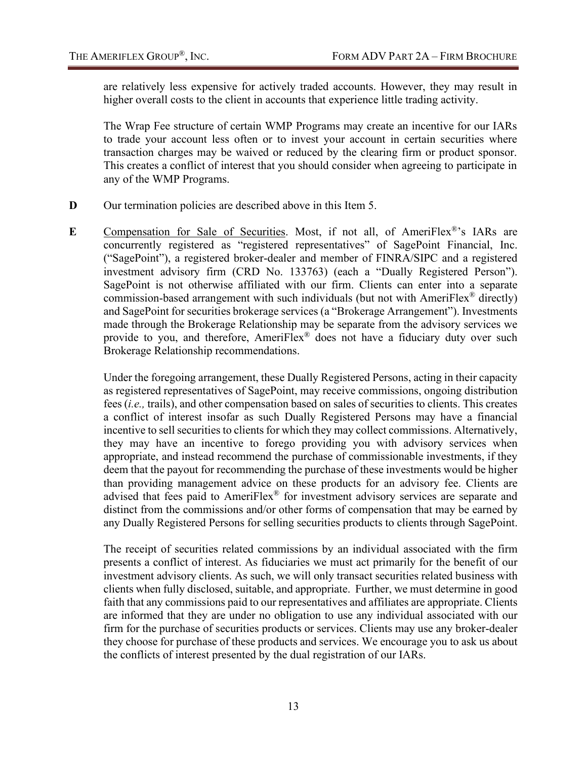are relatively less expensive for actively traded accounts. However, they may result in higher overall costs to the client in accounts that experience little trading activity.

The Wrap Fee structure of certain WMP Programs may create an incentive for our IARs to trade your account less often or to invest your account in certain securities where transaction charges may be waived or reduced by the clearing firm or product sponsor. This creates a conflict of interest that you should consider when agreeing to participate in any of the WMP Programs.

**D** Our termination policies are described above in this Item 5.

**E** Compensation for Sale of Securities. Most, if not all, of AmeriFlex®'s IARs are concurrently registered as "registered representatives" of SagePoint Financial, Inc. ("SagePoint"), a registered broker-dealer and member of FINRA/SIPC and a registered investment advisory firm (CRD No. 133763) (each a "Dually Registered Person"). SagePoint is not otherwise affiliated with our firm. Clients can enter into a separate commission-based arrangement with such individuals (but not with AmeriFlex® directly) and SagePoint for securities brokerage services (a "Brokerage Arrangement"). Investments made through the Brokerage Relationship may be separate from the advisory services we provide to you, and therefore, AmeriFlex® does not have a fiduciary duty over such Brokerage Relationship recommendations.

Under the foregoing arrangement, these Dually Registered Persons, acting in their capacity as registered representatives of SagePoint, may receive commissions, ongoing distribution fees (*i.e.,* trails), and other compensation based on sales of securities to clients. This creates a conflict of interest insofar as such Dually Registered Persons may have a financial incentive to sell securities to clients for which they may collect commissions. Alternatively, they may have an incentive to forego providing you with advisory services when appropriate, and instead recommend the purchase of commissionable investments, if they deem that the payout for recommending the purchase of these investments would be higher than providing management advice on these products for an advisory fee. Clients are advised that fees paid to AmeriFlex® for investment advisory services are separate and distinct from the commissions and/or other forms of compensation that may be earned by any Dually Registered Persons for selling securities products to clients through SagePoint.

The receipt of securities related commissions by an individual associated with the firm presents a conflict of interest. As fiduciaries we must act primarily for the benefit of our investment advisory clients. As such, we will only transact securities related business with clients when fully disclosed, suitable, and appropriate. Further, we must determine in good faith that any commissions paid to our representatives and affiliates are appropriate. Clients are informed that they are under no obligation to use any individual associated with our firm for the purchase of securities products or services. Clients may use any broker-dealer they choose for purchase of these products and services. We encourage you to ask us about the conflicts of interest presented by the dual registration of our IARs.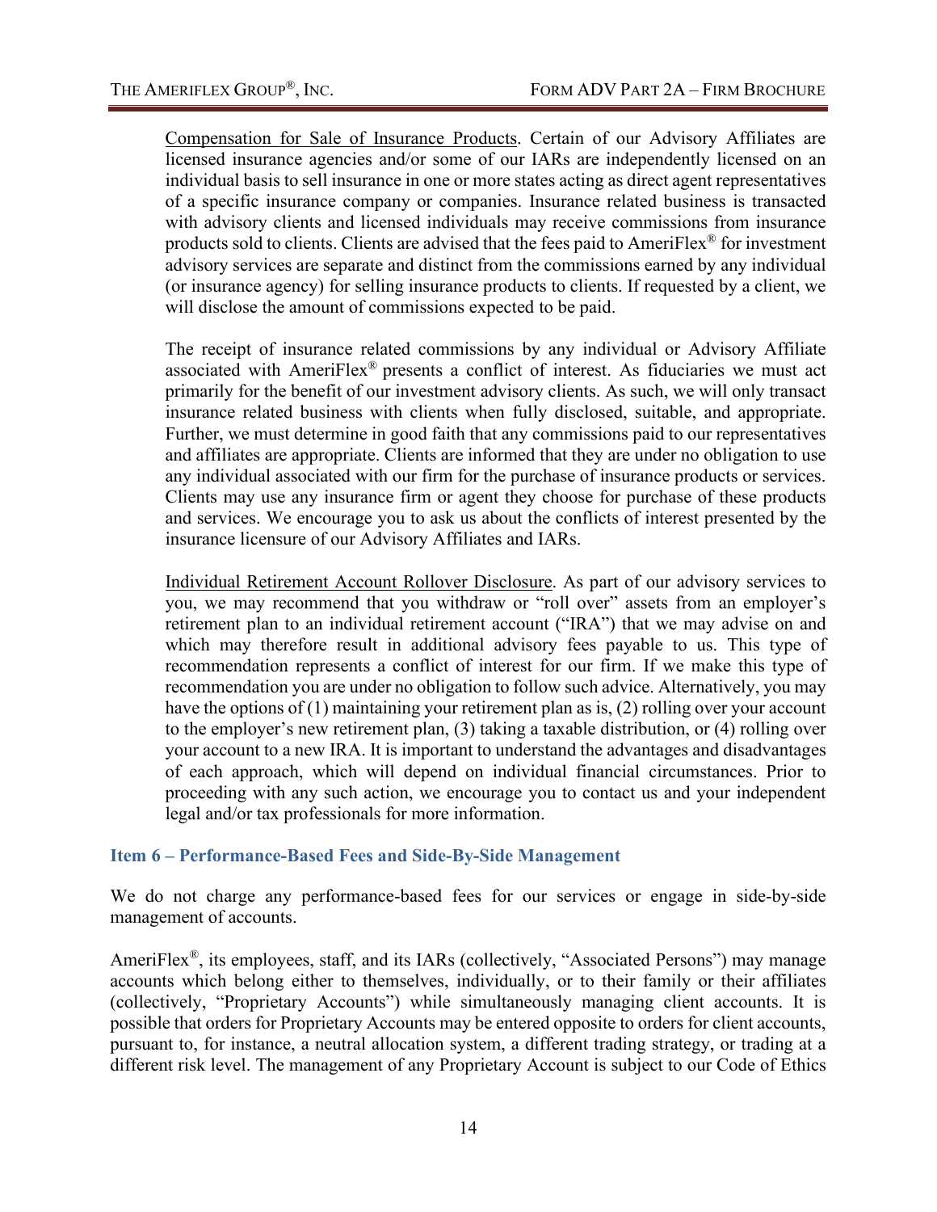Compensation for Sale of Insurance Products. Certain of our Advisory Affiliates are licensed insurance agencies and/or some of our IARs are independently licensed on an individual basis to sell insurance in one or more states acting as direct agent representatives of a specific insurance company or companies. Insurance related business is transacted with advisory clients and licensed individuals may receive commissions from insurance products sold to clients. Clients are advised that the fees paid to AmeriFlex® for investment advisory services are separate and distinct from the commissions earned by any individual (or insurance agency) for selling insurance products to clients. If requested by a client, we will disclose the amount of commissions expected to be paid.

The receipt of insurance related commissions by any individual or Advisory Affiliate associated with AmeriFlex® presents a conflict of interest. As fiduciaries we must act primarily for the benefit of our investment advisory clients. As such, we will only transact insurance related business with clients when fully disclosed, suitable, and appropriate. Further, we must determine in good faith that any commissions paid to our representatives and affiliates are appropriate. Clients are informed that they are under no obligation to use any individual associated with our firm for the purchase of insurance products or services. Clients may use any insurance firm or agent they choose for purchase of these products and services. We encourage you to ask us about the conflicts of interest presented by the insurance licensure of our Advisory Affiliates and IARs.

Individual Retirement Account Rollover Disclosure. As part of our advisory services to you, we may recommend that you withdraw or "roll over" assets from an employer's retirement plan to an individual retirement account ("IRA") that we may advise on and which may therefore result in additional advisory fees payable to us. This type of recommendation represents a conflict of interest for our firm. If we make this type of recommendation you are under no obligation to follow such advice. Alternatively, you may have the options of (1) maintaining your retirement plan as is, (2) rolling over your account to the employer's new retirement plan, (3) taking a taxable distribution, or (4) rolling over your account to a new IRA. It is important to understand the advantages and disadvantages of each approach, which will depend on individual financial circumstances. Prior to proceeding with any such action, we encourage you to contact us and your independent legal and/or tax professionals for more information.

## Item 6 – Performance-Based Fees and Side-By-Side Management

We do not charge any performance-based fees for our services or engage in side-by-side management of accounts.

AmeriFlex®, its employees, staff, and its IARs (collectively, "Associated Persons") may manage accounts which belong either to themselves, individually, or to their family or their affiliates (collectively, "Proprietary Accounts") while simultaneously managing client accounts. It is possible that orders for Proprietary Accounts may be entered opposite to orders for client accounts, pursuant to, for instance, a neutral allocation system, a different trading strategy, or trading at a different risk level. The management of any Proprietary Account is subject to our Code of Ethics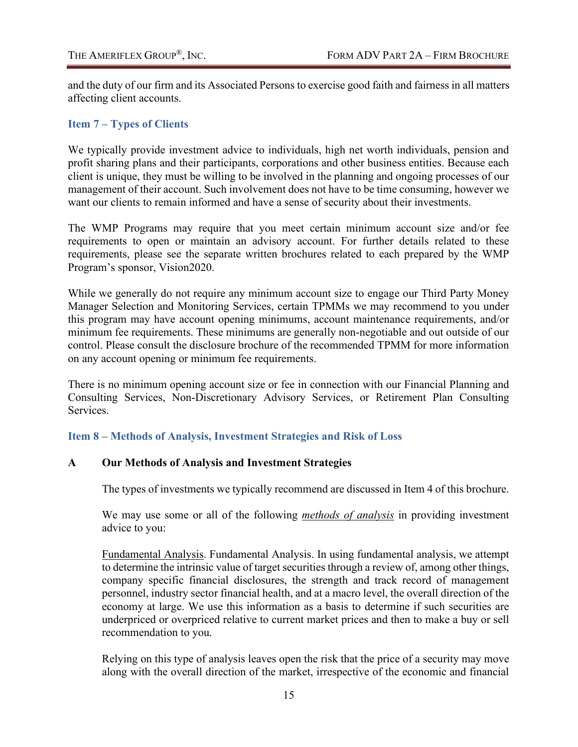and the duty of our firm and its Associated Persons to exercise good faith and fairness in all matters affecting client accounts.

## Item 7 – Types of Clients

We typically provide investment advice to individuals, high net worth individuals, pension and profit sharing plans and their participants, corporations and other business entities. Because each client is unique, they must be willing to be involved in the planning and ongoing processes of our management of their account. Such involvement does not have to be time consuming, however we want our clients to remain informed and have a sense of security about their investments.

The WMP Programs may require that you meet certain minimum account size and/or fee requirements to open or maintain an advisory account. For further details related to these requirements, please see the separate written brochures related to each prepared by the WMP Program's sponsor, Vision2020.

While we generally do not require any minimum account size to engage our Third Party Money Manager Selection and Monitoring Services, certain TPMMs we may recommend to you under this program may have account opening minimums, account maintenance requirements, and/or minimum fee requirements. These minimums are generally non-negotiable and out outside of our control. Please consult the disclosure brochure of the recommended TPMM for more information on any account opening or minimum fee requirements.

There is no minimum opening account size or fee in connection with our Financial Planning and Consulting Services, Non-Discretionary Advisory Services, or Retirement Plan Consulting Services.

## Item 8 – Methods of Analysis, Investment Strategies and Risk of Loss

### A Our Methods of Analysis and Investment Strategies

The types of investments we typically recommend are discussed in Item 4 of this brochure.

We may use some or all of the following ***methods of analysis*** in providing investment advice to you:

Fundamental Analysis. Fundamental Analysis. In using fundamental analysis, we attempt to determine the intrinsic value of target securities through a review of, among other things, company specific financial disclosures, the strength and track record of management personnel, industry sector financial health, and at a macro level, the overall direction of the economy at large. We use this information as a basis to determine if such securities are underpriced or overpriced relative to current market prices and then to make a buy or sell recommendation to you.

Relying on this type of analysis leaves open the risk that the price of a security may move along with the overall direction of the market, irrespective of the economic and financial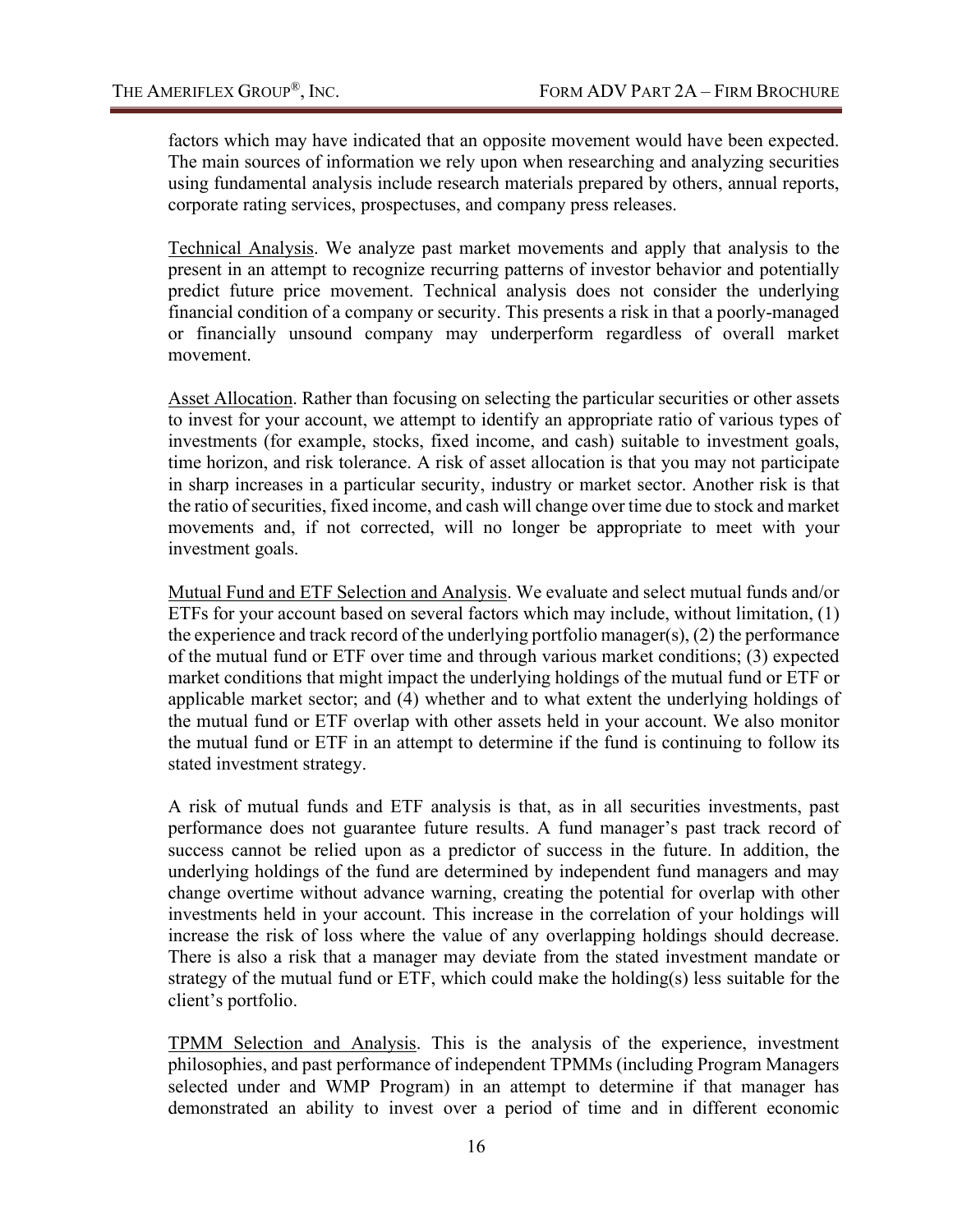factors which may have indicated that an opposite movement would have been expected. The main sources of information we rely upon when researching and analyzing securities using fundamental analysis include research materials prepared by others, annual reports, corporate rating services, prospectuses, and company press releases.

Technical Analysis. We analyze past market movements and apply that analysis to the present in an attempt to recognize recurring patterns of investor behavior and potentially predict future price movement. Technical analysis does not consider the underlying financial condition of a company or security. This presents a risk in that a poorly-managed or financially unsound company may underperform regardless of overall market movement.

Asset Allocation. Rather than focusing on selecting the particular securities or other assets to invest for your account, we attempt to identify an appropriate ratio of various types of investments (for example, stocks, fixed income, and cash) suitable to investment goals, time horizon, and risk tolerance. A risk of asset allocation is that you may not participate in sharp increases in a particular security, industry or market sector. Another risk is that the ratio of securities, fixed income, and cash will change over time due to stock and market movements and, if not corrected, will no longer be appropriate to meet with your investment goals.

Mutual Fund and ETF Selection and Analysis. We evaluate and select mutual funds and/or ETFs for your account based on several factors which may include, without limitation, (1) the experience and track record of the underlying portfolio manager(s), (2) the performance of the mutual fund or ETF over time and through various market conditions; (3) expected market conditions that might impact the underlying holdings of the mutual fund or ETF or applicable market sector; and (4) whether and to what extent the underlying holdings of the mutual fund or ETF overlap with other assets held in your account. We also monitor the mutual fund or ETF in an attempt to determine if the fund is continuing to follow its stated investment strategy.

A risk of mutual funds and ETF analysis is that, as in all securities investments, past performance does not guarantee future results. A fund manager's past track record of success cannot be relied upon as a predictor of success in the future. In addition, the underlying holdings of the fund are determined by independent fund managers and may change overtime without advance warning, creating the potential for overlap with other investments held in your account. This increase in the correlation of your holdings will increase the risk of loss where the value of any overlapping holdings should decrease. There is also a risk that a manager may deviate from the stated investment mandate or strategy of the mutual fund or ETF, which could make the holding(s) less suitable for the client's portfolio.

TPMM Selection and Analysis. This is the analysis of the experience, investment philosophies, and past performance of independent TPMMs (including Program Managers selected under and WMP Program) in an attempt to determine if that manager has demonstrated an ability to invest over a period of time and in different economic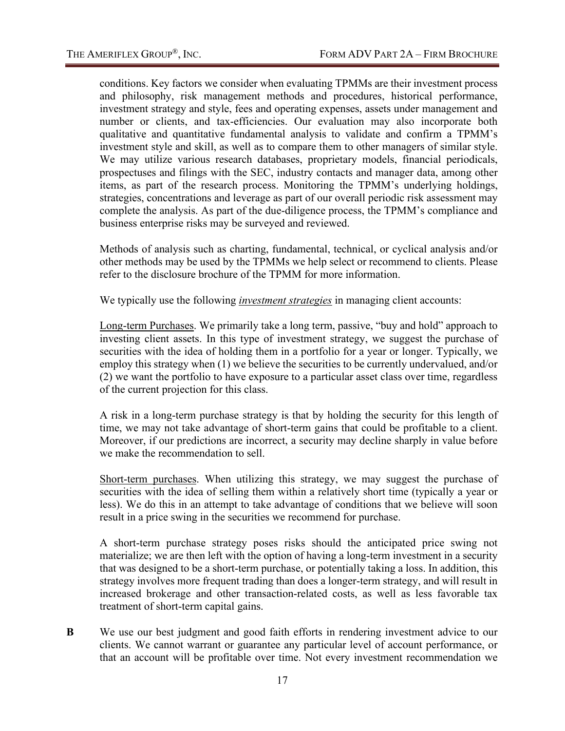conditions. Key factors we consider when evaluating TPMMs are their investment process and philosophy, risk management methods and procedures, historical performance, investment strategy and style, fees and operating expenses, assets under management and number or clients, and tax-efficiencies. Our evaluation may also incorporate both qualitative and quantitative fundamental analysis to validate and confirm a TPMM's investment style and skill, as well as to compare them to other managers of similar style. We may utilize various research databases, proprietary models, financial periodicals, prospectuses and filings with the SEC, industry contacts and manager data, among other items, as part of the research process. Monitoring the TPMM's underlying holdings, strategies, concentrations and leverage as part of our overall periodic risk assessment may complete the analysis. As part of the due-diligence process, the TPMM's compliance and business enterprise risks may be surveyed and reviewed.

Methods of analysis such as charting, fundamental, technical, or cyclical analysis and/or other methods may be used by the TPMMs we help select or recommend to clients. Please refer to the disclosure brochure of the TPMM for more information.

We typically use the following ***investment strategies*** in managing client accounts:

Long-term Purchases. We primarily take a long term, passive, "buy and hold" approach to investing client assets. In this type of investment strategy, we suggest the purchase of securities with the idea of holding them in a portfolio for a year or longer. Typically, we employ this strategy when (1) we believe the securities to be currently undervalued, and/or (2) we want the portfolio to have exposure to a particular asset class over time, regardless of the current projection for this class.

A risk in a long-term purchase strategy is that by holding the security for this length of time, we may not take advantage of short-term gains that could be profitable to a client. Moreover, if our predictions are incorrect, a security may decline sharply in value before we make the recommendation to sell.

Short-term purchases. When utilizing this strategy, we may suggest the purchase of securities with the idea of selling them within a relatively short time (typically a year or less). We do this in an attempt to take advantage of conditions that we believe will soon result in a price swing in the securities we recommend for purchase.

A short-term purchase strategy poses risks should the anticipated price swing not materialize; we are then left with the option of having a long-term investment in a security that was designed to be a short-term purchase, or potentially taking a loss. In addition, this strategy involves more frequent trading than does a longer-term strategy, and will result in increased brokerage and other transaction-related costs, as well as less favorable tax treatment of short-term capital gains.

**B** We use our best judgment and good faith efforts in rendering investment advice to our clients. We cannot warrant or guarantee any particular level of account performance, or that an account will be profitable over time. Not every investment recommendation we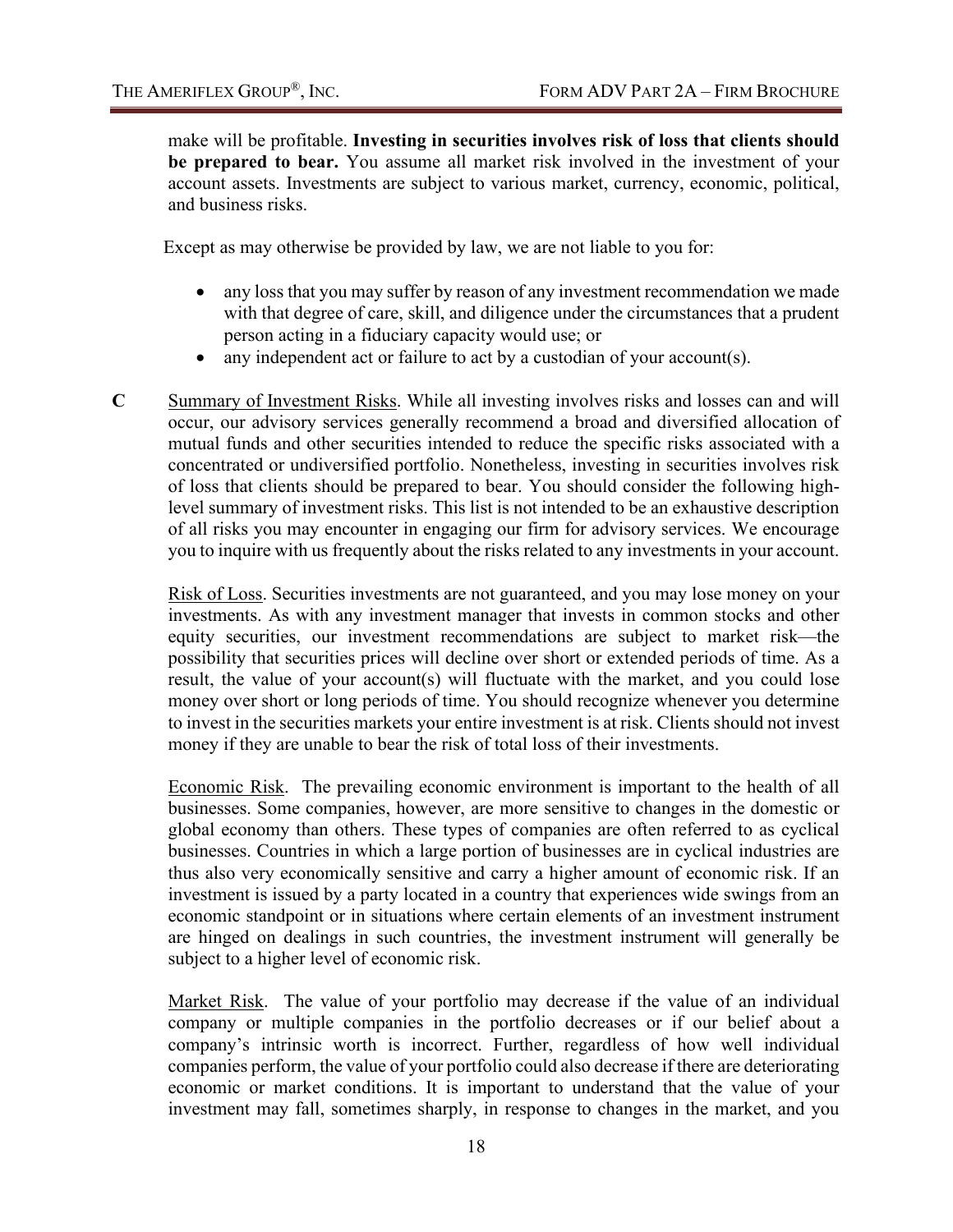make will be profitable. **Investing in securities involves risk of loss that clients should be prepared to bear.** You assume all market risk involved in the investment of your account assets. Investments are subject to various market, currency, economic, political, and business risks.

Except as may otherwise be provided by law, we are not liable to you for:

- any loss that you may suffer by reason of any investment recommendation we made with that degree of care, skill, and diligence under the circumstances that a prudent person acting in a fiduciary capacity would use; or
- any independent act or failure to act by a custodian of your account(s).

**C** Summary of Investment Risks. While all investing involves risks and losses can and will occur, our advisory services generally recommend a broad and diversified allocation of mutual funds and other securities intended to reduce the specific risks associated with a concentrated or undiversified portfolio. Nonetheless, investing in securities involves risk of loss that clients should be prepared to bear. You should consider the following high-level summary of investment risks. This list is not intended to be an exhaustive description of all risks you may encounter in engaging our firm for advisory services. We encourage you to inquire with us frequently about the risks related to any investments in your account.

Risk of Loss. Securities investments are not guaranteed, and you may lose money on your investments. As with any investment manager that invests in common stocks and other equity securities, our investment recommendations are subject to market risk—the possibility that securities prices will decline over short or extended periods of time. As a result, the value of your account(s) will fluctuate with the market, and you could lose money over short or long periods of time. You should recognize whenever you determine to invest in the securities markets your entire investment is at risk. Clients should not invest money if they are unable to bear the risk of total loss of their investments.

Economic Risk. The prevailing economic environment is important to the health of all businesses. Some companies, however, are more sensitive to changes in the domestic or global economy than others. These types of companies are often referred to as cyclical businesses. Countries in which a large portion of businesses are in cyclical industries are thus also very economically sensitive and carry a higher amount of economic risk. If an investment is issued by a party located in a country that experiences wide swings from an economic standpoint or in situations where certain elements of an investment instrument are hinged on dealings in such countries, the investment instrument will generally be subject to a higher level of economic risk.

Market Risk. The value of your portfolio may decrease if the value of an individual company or multiple companies in the portfolio decreases or if our belief about a company's intrinsic worth is incorrect. Further, regardless of how well individual companies perform, the value of your portfolio could also decrease if there are deteriorating economic or market conditions. It is important to understand that the value of your investment may fall, sometimes sharply, in response to changes in the market, and you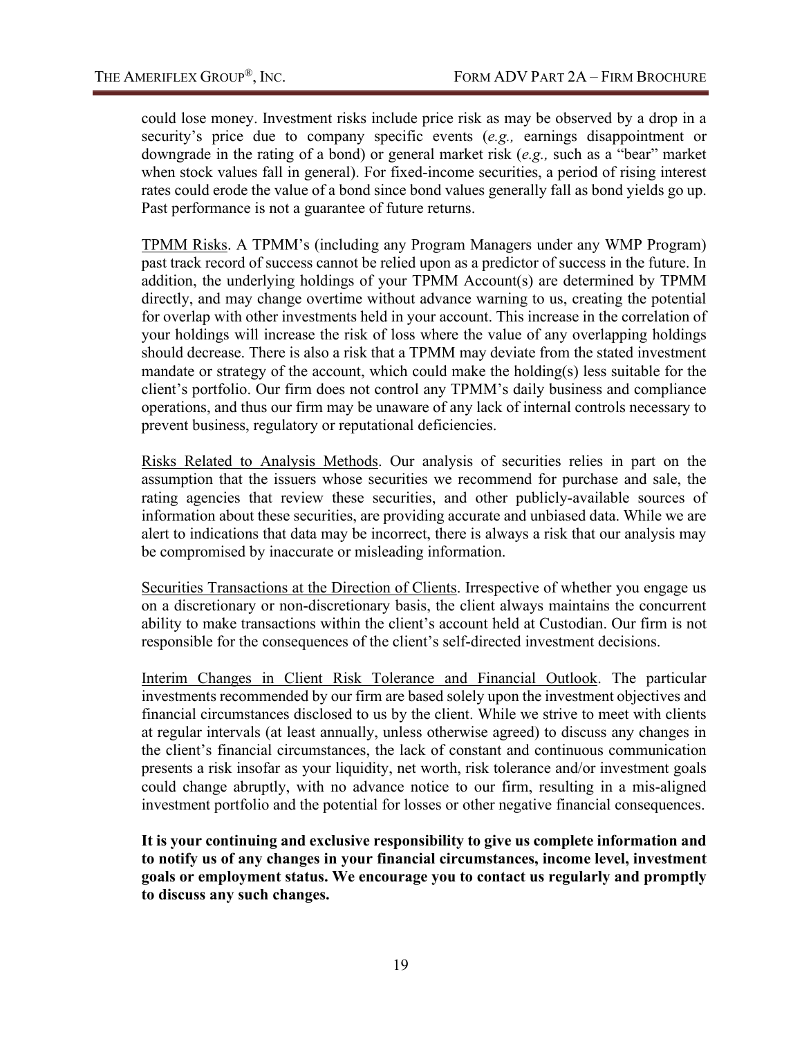could lose money. Investment risks include price risk as may be observed by a drop in a security's price due to company specific events (*e.g.,* earnings disappointment or downgrade in the rating of a bond) or general market risk (*e.g.,* such as a "bear" market when stock values fall in general). For fixed-income securities, a period of rising interest rates could erode the value of a bond since bond values generally fall as bond yields go up. Past performance is not a guarantee of future returns.

<u>TPMM Risks</u>. A TPMM's (including any Program Managers under any WMP Program) past track record of success cannot be relied upon as a predictor of success in the future. In addition, the underlying holdings of your TPMM Account(s) are determined by TPMM directly, and may change overtime without advance warning to us, creating the potential for overlap with other investments held in your account. This increase in the correlation of your holdings will increase the risk of loss where the value of any overlapping holdings should decrease. There is also a risk that a TPMM may deviate from the stated investment mandate or strategy of the account, which could make the holding(s) less suitable for the client's portfolio. Our firm does not control any TPMM's daily business and compliance operations, and thus our firm may be unaware of any lack of internal controls necessary to prevent business, regulatory or reputational deficiencies.

<u>Risks Related to Analysis Methods</u>. Our analysis of securities relies in part on the assumption that the issuers whose securities we recommend for purchase and sale, the rating agencies that review these securities, and other publicly-available sources of information about these securities, are providing accurate and unbiased data. While we are alert to indications that data may be incorrect, there is always a risk that our analysis may be compromised by inaccurate or misleading information.

<u>Securities Transactions at the Direction of Clients</u>. Irrespective of whether you engage us on a discretionary or non-discretionary basis, the client always maintains the concurrent ability to make transactions within the client's account held at Custodian. Our firm is not responsible for the consequences of the client's self-directed investment decisions.

<u>Interim Changes in Client Risk Tolerance and Financial Outlook</u>. The particular investments recommended by our firm are based solely upon the investment objectives and financial circumstances disclosed to us by the client. While we strive to meet with clients at regular intervals (at least annually, unless otherwise agreed) to discuss any changes in the client's financial circumstances, the lack of constant and continuous communication presents a risk insofar as your liquidity, net worth, risk tolerance and/or investment goals could change abruptly, with no advance notice to our firm, resulting in a mis-aligned investment portfolio and the potential for losses or other negative financial consequences.

**It is your continuing and exclusive responsibility to give us complete information and to notify us of any changes in your financial circumstances, income level, investment goals or employment status. We encourage you to contact us regularly and promptly to discuss any such changes.**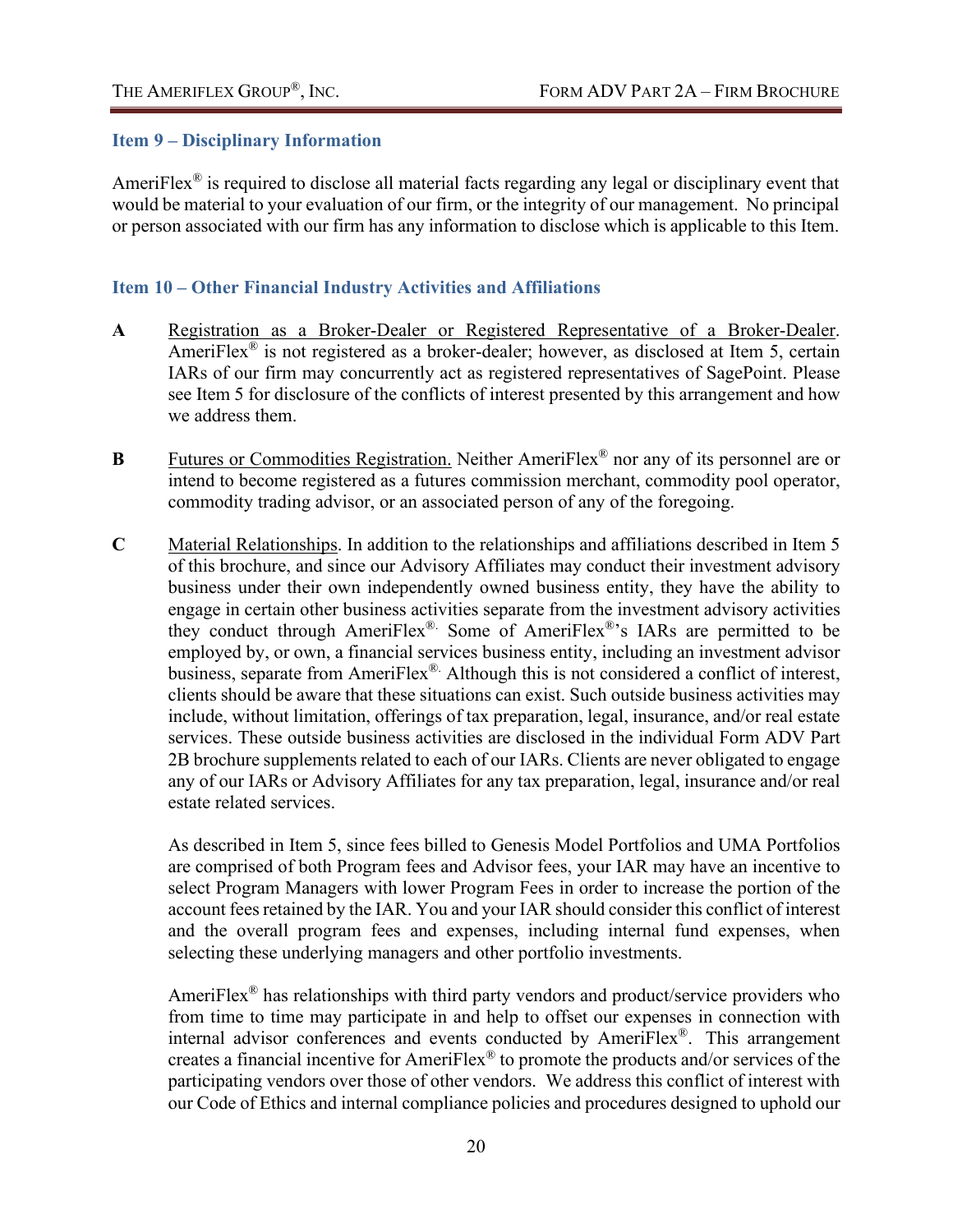## Item 9 – Disciplinary Information

AmeriFlex® is required to disclose all material facts regarding any legal or disciplinary event that would be material to your evaluation of our firm, or the integrity of our management. No principal or person associated with our firm has any information to disclose which is applicable to this Item.

## Item 10 – Other Financial Industry Activities and Affiliations

**A** Registration as a Broker-Dealer or Registered Representative of a Broker-Dealer. AmeriFlex® is not registered as a broker-dealer; however, as disclosed at Item 5, certain IARs of our firm may concurrently act as registered representatives of SagePoint. Please see Item 5 for disclosure of the conflicts of interest presented by this arrangement and how we address them.

**B** Futures or Commodities Registration. Neither AmeriFlex® nor any of its personnel are or intend to become registered as a futures commission merchant, commodity pool operator, commodity trading advisor, or an associated person of any of the foregoing.

**C** Material Relationships. In addition to the relationships and affiliations described in Item 5 of this brochure, and since our Advisory Affiliates may conduct their investment advisory business under their own independently owned business entity, they have the ability to engage in certain other business activities separate from the investment advisory activities they conduct through AmeriFlex®. Some of AmeriFlex®'s IARs are permitted to be employed by, or own, a financial services business entity, including an investment advisor business, separate from AmeriFlex®. Although this is not considered a conflict of interest, clients should be aware that these situations can exist. Such outside business activities may include, without limitation, offerings of tax preparation, legal, insurance, and/or real estate services. These outside business activities are disclosed in the individual Form ADV Part 2B brochure supplements related to each of our IARs. Clients are never obligated to engage any of our IARs or Advisory Affiliates for any tax preparation, legal, insurance and/or real estate related services.

As described in Item 5, since fees billed to Genesis Model Portfolios and UMA Portfolios are comprised of both Program fees and Advisor fees, your IAR may have an incentive to select Program Managers with lower Program Fees in order to increase the portion of the account fees retained by the IAR. You and your IAR should consider this conflict of interest and the overall program fees and expenses, including internal fund expenses, when selecting these underlying managers and other portfolio investments.

AmeriFlex® has relationships with third party vendors and product/service providers who from time to time may participate in and help to offset our expenses in connection with internal advisor conferences and events conducted by AmeriFlex®. This arrangement creates a financial incentive for AmeriFlex® to promote the products and/or services of the participating vendors over those of other vendors. We address this conflict of interest with our Code of Ethics and internal compliance policies and procedures designed to uphold our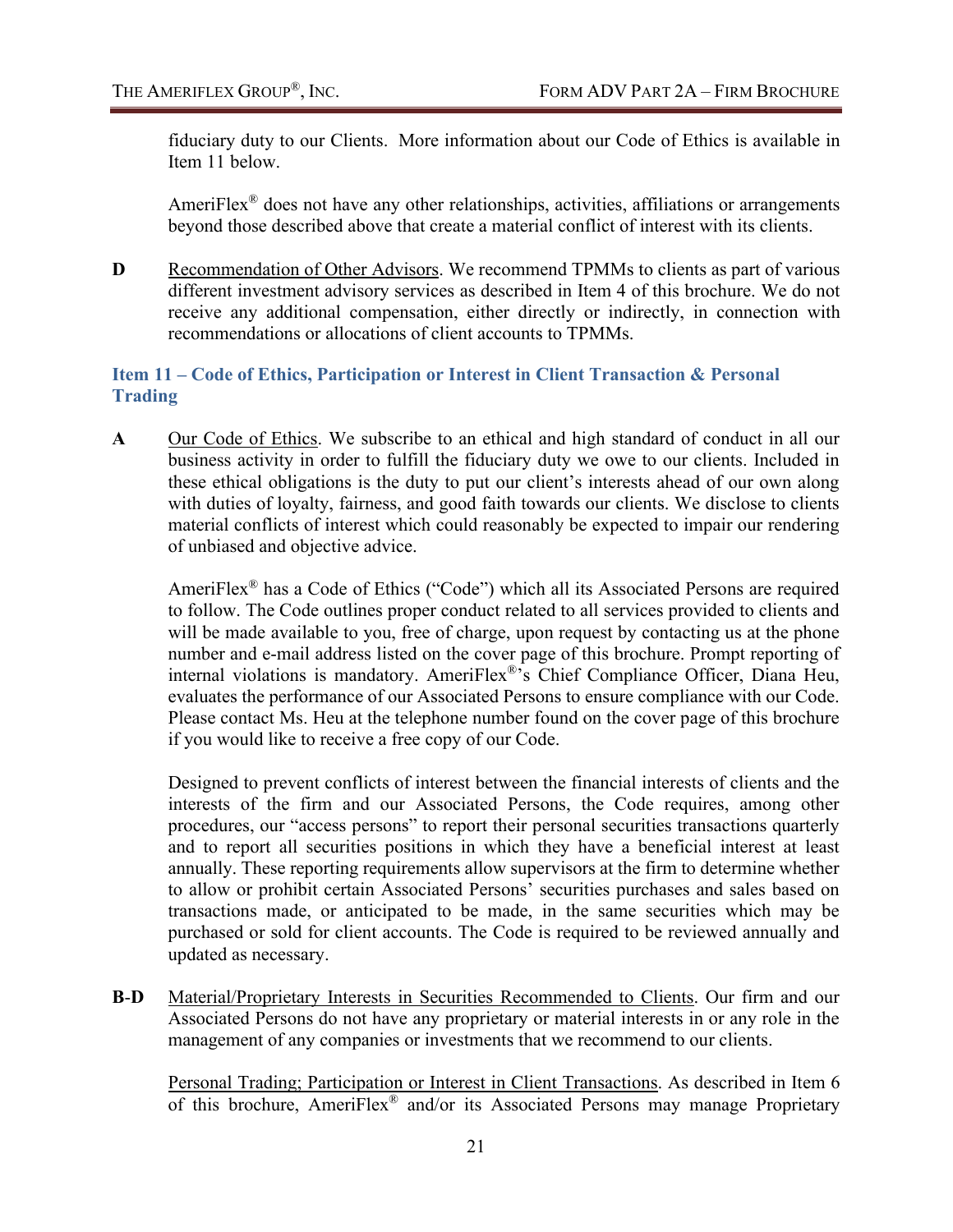fiduciary duty to our Clients. More information about our Code of Ethics is available in Item 11 below.

AmeriFlex® does not have any other relationships, activities, affiliations or arrangements beyond those described above that create a material conflict of interest with its clients.

**D** Recommendation of Other Advisors. We recommend TPMMs to clients as part of various different investment advisory services as described in Item 4 of this brochure. We do not receive any additional compensation, either directly or indirectly, in connection with recommendations or allocations of client accounts to TPMMs.

### Item 11 – Code of Ethics, Participation or Interest in Client Transaction & Personal Trading

**A** Our Code of Ethics. We subscribe to an ethical and high standard of conduct in all our business activity in order to fulfill the fiduciary duty we owe to our clients. Included in these ethical obligations is the duty to put our client's interests ahead of our own along with duties of loyalty, fairness, and good faith towards our clients. We disclose to clients material conflicts of interest which could reasonably be expected to impair our rendering of unbiased and objective advice.

AmeriFlex® has a Code of Ethics ("Code") which all its Associated Persons are required to follow. The Code outlines proper conduct related to all services provided to clients and will be made available to you, free of charge, upon request by contacting us at the phone number and e-mail address listed on the cover page of this brochure. Prompt reporting of internal violations is mandatory. AmeriFlex®'s Chief Compliance Officer, Diana Heu, evaluates the performance of our Associated Persons to ensure compliance with our Code. Please contact Ms. Heu at the telephone number found on the cover page of this brochure if you would like to receive a free copy of our Code.

Designed to prevent conflicts of interest between the financial interests of clients and the interests of the firm and our Associated Persons, the Code requires, among other procedures, our "access persons" to report their personal securities transactions quarterly and to report all securities positions in which they have a beneficial interest at least annually. These reporting requirements allow supervisors at the firm to determine whether to allow or prohibit certain Associated Persons' securities purchases and sales based on transactions made, or anticipated to be made, in the same securities which may be purchased or sold for client accounts. The Code is required to be reviewed annually and updated as necessary.

**B-D** Material/Proprietary Interests in Securities Recommended to Clients. Our firm and our Associated Persons do not have any proprietary or material interests in or any role in the management of any companies or investments that we recommend to our clients.

Personal Trading; Participation or Interest in Client Transactions. As described in Item 6 of this brochure, AmeriFlex® and/or its Associated Persons may manage Proprietary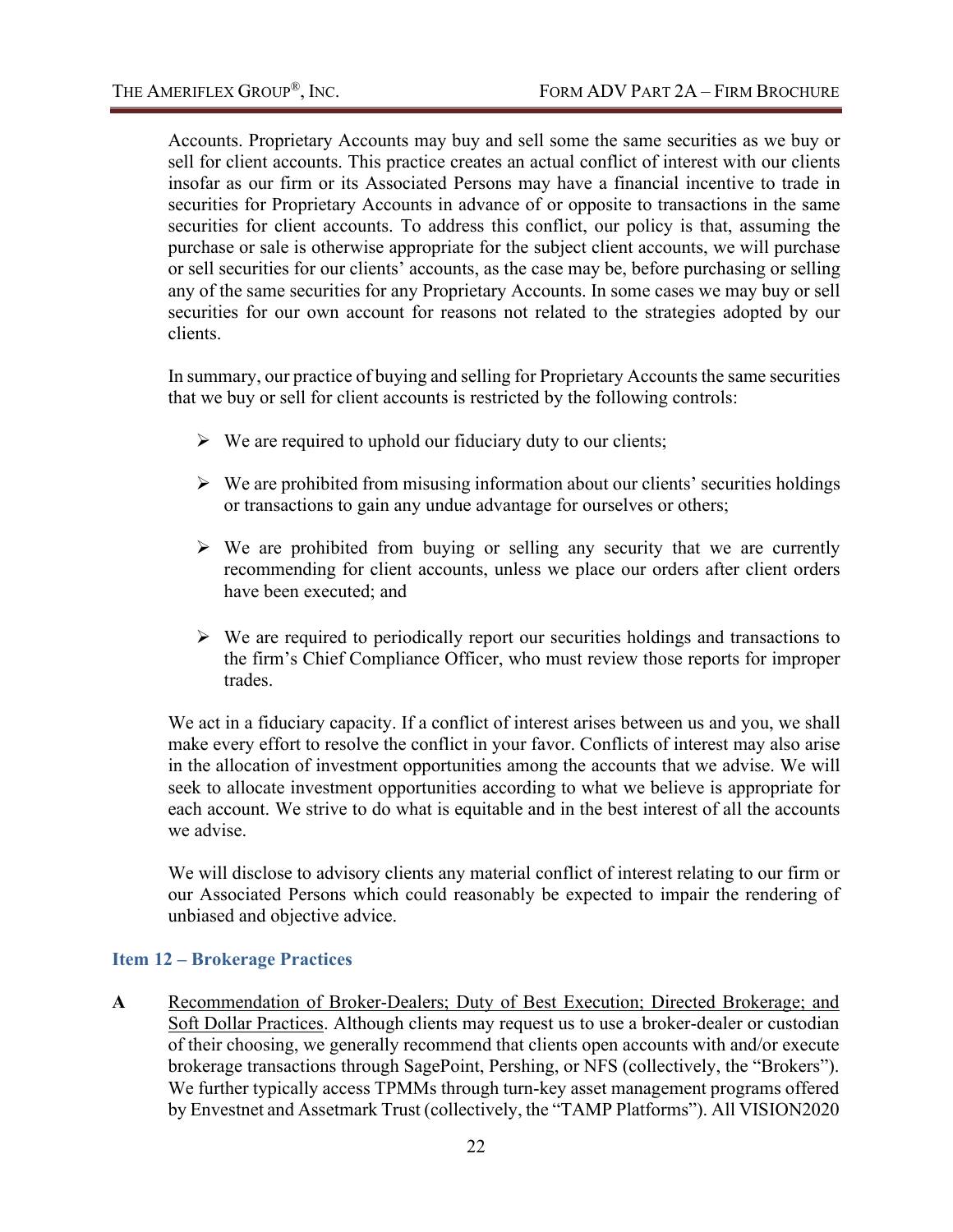Accounts. Proprietary Accounts may buy and sell some the same securities as we buy or sell for client accounts. This practice creates an actual conflict of interest with our clients insofar as our firm or its Associated Persons may have a financial incentive to trade in securities for Proprietary Accounts in advance of or opposite to transactions in the same securities for client accounts. To address this conflict, our policy is that, assuming the purchase or sale is otherwise appropriate for the subject client accounts, we will purchase or sell securities for our clients' accounts, as the case may be, before purchasing or selling any of the same securities for any Proprietary Accounts. In some cases we may buy or sell securities for our own account for reasons not related to the strategies adopted by our clients.

In summary, our practice of buying and selling for Proprietary Accounts the same securities that we buy or sell for client accounts is restricted by the following controls:

- We are required to uphold our fiduciary duty to our clients;
- We are prohibited from misusing information about our clients' securities holdings or transactions to gain any undue advantage for ourselves or others;
- We are prohibited from buying or selling any security that we are currently recommending for client accounts, unless we place our orders after client orders have been executed; and
- We are required to periodically report our securities holdings and transactions to the firm's Chief Compliance Officer, who must review those reports for improper trades.

We act in a fiduciary capacity. If a conflict of interest arises between us and you, we shall make every effort to resolve the conflict in your favor. Conflicts of interest may also arise in the allocation of investment opportunities among the accounts that we advise. We will seek to allocate investment opportunities according to what we believe is appropriate for each account. We strive to do what is equitable and in the best interest of all the accounts we advise.

We will disclose to advisory clients any material conflict of interest relating to our firm or our Associated Persons which could reasonably be expected to impair the rendering of unbiased and objective advice.

## Item 12 – Brokerage Practices

**A** Recommendation of Broker-Dealers; Duty of Best Execution; Directed Brokerage; and Soft Dollar Practices. Although clients may request us to use a broker-dealer or custodian of their choosing, we generally recommend that clients open accounts with and/or execute brokerage transactions through SagePoint, Pershing, or NFS (collectively, the "Brokers"). We further typically access TPMMs through turn-key asset management programs offered by Envestnet and Assetmark Trust (collectively, the "TAMP Platforms"). All VISION2020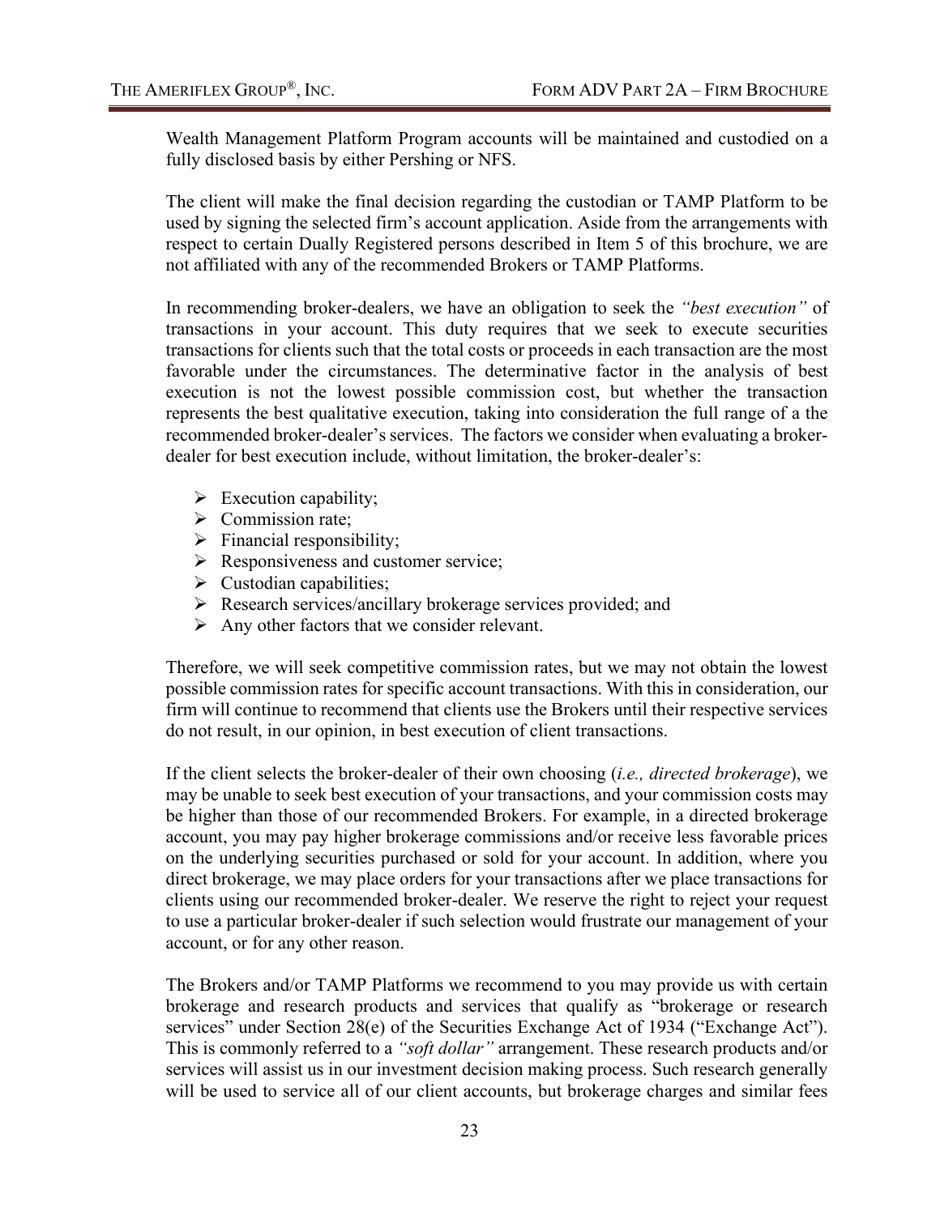Wealth Management Platform Program accounts will be maintained and custodied on a fully disclosed basis by either Pershing or NFS.

The client will make the final decision regarding the custodian or TAMP Platform to be used by signing the selected firm's account application. Aside from the arrangements with respect to certain Dually Registered persons described in Item 5 of this brochure, we are not affiliated with any of the recommended Brokers or TAMP Platforms.

In recommending broker-dealers, we have an obligation to seek the *"best execution"* of transactions in your account. This duty requires that we seek to execute securities transactions for clients such that the total costs or proceeds in each transaction are the most favorable under the circumstances. The determinative factor in the analysis of best execution is not the lowest possible commission cost, but whether the transaction represents the best qualitative execution, taking into consideration the full range of a the recommended broker-dealer's services. The factors we consider when evaluating a broker-dealer for best execution include, without limitation, the broker-dealer's:

- Execution capability;
- Commission rate;
- Financial responsibility;
- Responsiveness and customer service;
- Custodian capabilities;
- Research services/ancillary brokerage services provided; and
- Any other factors that we consider relevant.

Therefore, we will seek competitive commission rates, but we may not obtain the lowest possible commission rates for specific account transactions. With this in consideration, our firm will continue to recommend that clients use the Brokers until their respective services do not result, in our opinion, in best execution of client transactions.

If the client selects the broker-dealer of their own choosing (*i.e., directed brokerage*), we may be unable to seek best execution of your transactions, and your commission costs may be higher than those of our recommended Brokers. For example, in a directed brokerage account, you may pay higher brokerage commissions and/or receive less favorable prices on the underlying securities purchased or sold for your account. In addition, where you direct brokerage, we may place orders for your transactions after we place transactions for clients using our recommended broker-dealer. We reserve the right to reject your request to use a particular broker-dealer if such selection would frustrate our management of your account, or for any other reason.

The Brokers and/or TAMP Platforms we recommend to you may provide us with certain brokerage and research products and services that qualify as "brokerage or research services" under Section 28(e) of the Securities Exchange Act of 1934 ("Exchange Act"). This is commonly referred to a *"soft dollar"* arrangement. These research products and/or services will assist us in our investment decision making process. Such research generally will be used to service all of our client accounts, but brokerage charges and similar fees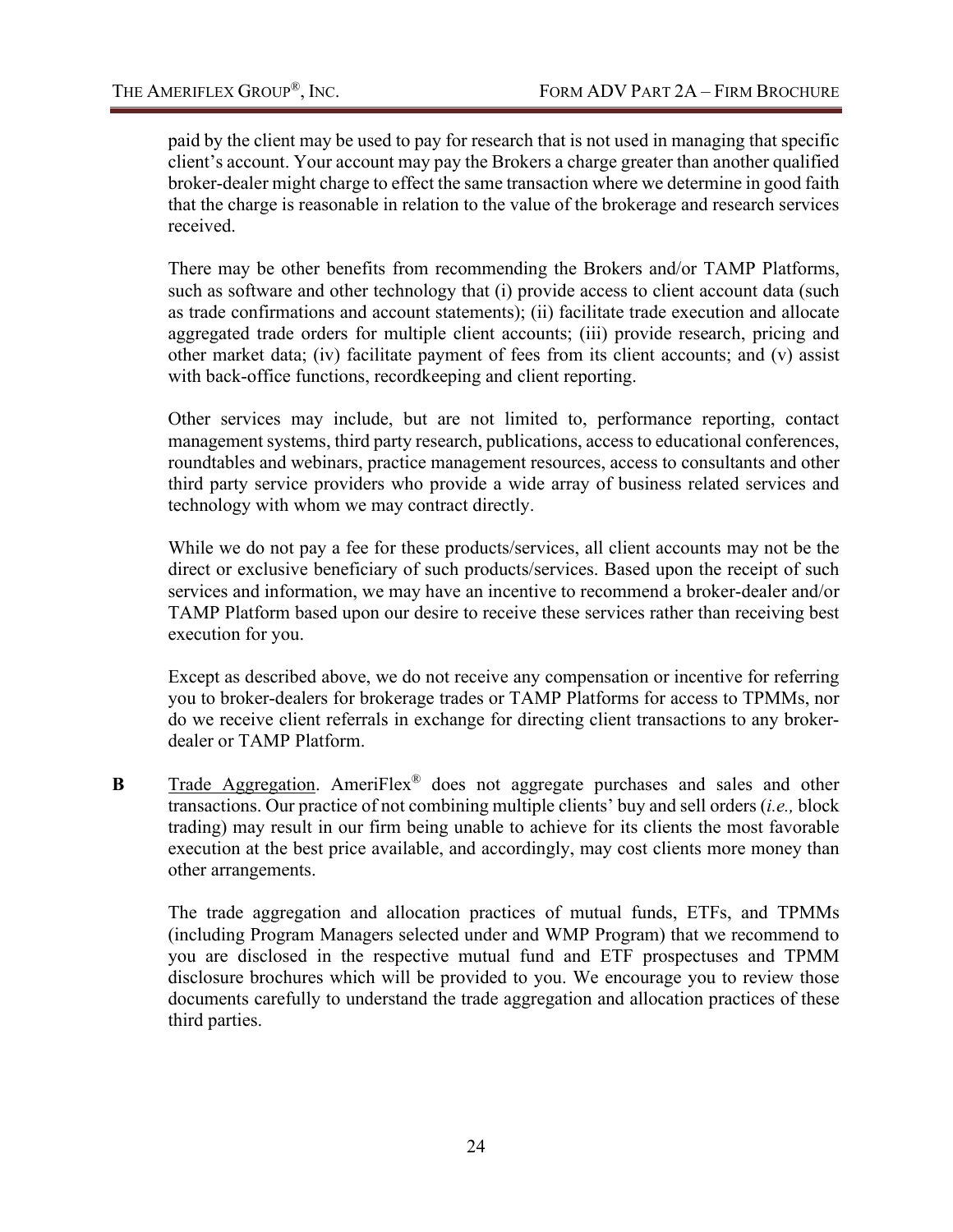paid by the client may be used to pay for research that is not used in managing that specific client's account. Your account may pay the Brokers a charge greater than another qualified broker-dealer might charge to effect the same transaction where we determine in good faith that the charge is reasonable in relation to the value of the brokerage and research services received.

There may be other benefits from recommending the Brokers and/or TAMP Platforms, such as software and other technology that (i) provide access to client account data (such as trade confirmations and account statements); (ii) facilitate trade execution and allocate aggregated trade orders for multiple client accounts; (iii) provide research, pricing and other market data; (iv) facilitate payment of fees from its client accounts; and (v) assist with back-office functions, recordkeeping and client reporting.

Other services may include, but are not limited to, performance reporting, contact management systems, third party research, publications, access to educational conferences, roundtables and webinars, practice management resources, access to consultants and other third party service providers who provide a wide array of business related services and technology with whom we may contract directly.

While we do not pay a fee for these products/services, all client accounts may not be the direct or exclusive beneficiary of such products/services. Based upon the receipt of such services and information, we may have an incentive to recommend a broker-dealer and/or TAMP Platform based upon our desire to receive these services rather than receiving best execution for you.

Except as described above, we do not receive any compensation or incentive for referring you to broker-dealers for brokerage trades or TAMP Platforms for access to TPMMs, nor do we receive client referrals in exchange for directing client transactions to any broker-dealer or TAMP Platform.

**B** Trade Aggregation. AmeriFlex® does not aggregate purchases and sales and other transactions. Our practice of not combining multiple clients' buy and sell orders (*i.e.,* block trading) may result in our firm being unable to achieve for its clients the most favorable execution at the best price available, and accordingly, may cost clients more money than other arrangements.

The trade aggregation and allocation practices of mutual funds, ETFs, and TPMMs (including Program Managers selected under and WMP Program) that we recommend to you are disclosed in the respective mutual fund and ETF prospectuses and TPMM disclosure brochures which will be provided to you. We encourage you to review those documents carefully to understand the trade aggregation and allocation practices of these third parties.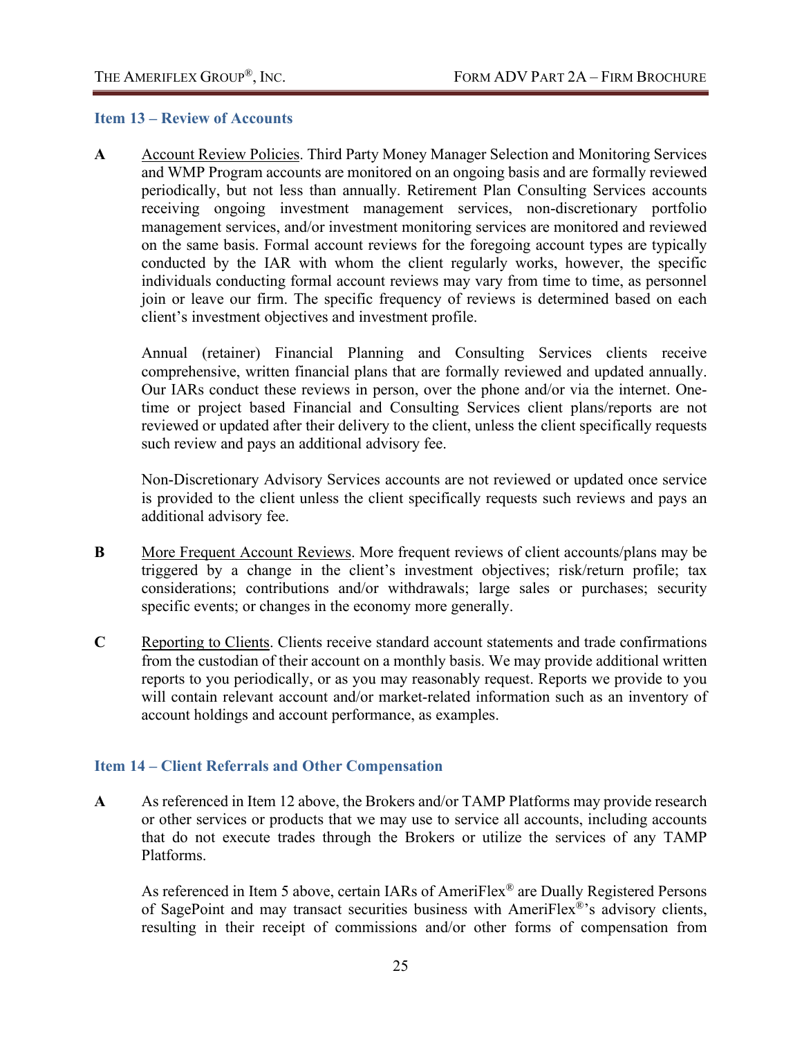## Item 13 – Review of Accounts

**A** Account Review Policies. Third Party Money Manager Selection and Monitoring Services and WMP Program accounts are monitored on an ongoing basis and are formally reviewed periodically, but not less than annually. Retirement Plan Consulting Services accounts receiving ongoing investment management services, non-discretionary portfolio management services, and/or investment monitoring services are monitored and reviewed on the same basis. Formal account reviews for the foregoing account types are typically conducted by the IAR with whom the client regularly works, however, the specific individuals conducting formal account reviews may vary from time to time, as personnel join or leave our firm. The specific frequency of reviews is determined based on each client's investment objectives and investment profile.

Annual (retainer) Financial Planning and Consulting Services clients receive comprehensive, written financial plans that are formally reviewed and updated annually. Our IARs conduct these reviews in person, over the phone and/or via the internet. One-time or project based Financial and Consulting Services client plans/reports are not reviewed or updated after their delivery to the client, unless the client specifically requests such review and pays an additional advisory fee.

Non-Discretionary Advisory Services accounts are not reviewed or updated once service is provided to the client unless the client specifically requests such reviews and pays an additional advisory fee.

**B** More Frequent Account Reviews. More frequent reviews of client accounts/plans may be triggered by a change in the client's investment objectives; risk/return profile; tax considerations; contributions and/or withdrawals; large sales or purchases; security specific events; or changes in the economy more generally.

**C** Reporting to Clients. Clients receive standard account statements and trade confirmations from the custodian of their account on a monthly basis. We may provide additional written reports to you periodically, or as you may reasonably request. Reports we provide to you will contain relevant account and/or market-related information such as an inventory of account holdings and account performance, as examples.

## Item 14 – Client Referrals and Other Compensation

**A** As referenced in Item 12 above, the Brokers and/or TAMP Platforms may provide research or other services or products that we may use to service all accounts, including accounts that do not execute trades through the Brokers or utilize the services of any TAMP Platforms.

As referenced in Item 5 above, certain IARs of AmeriFlex® are Dually Registered Persons of SagePoint and may transact securities business with AmeriFlex®'s advisory clients, resulting in their receipt of commissions and/or other forms of compensation from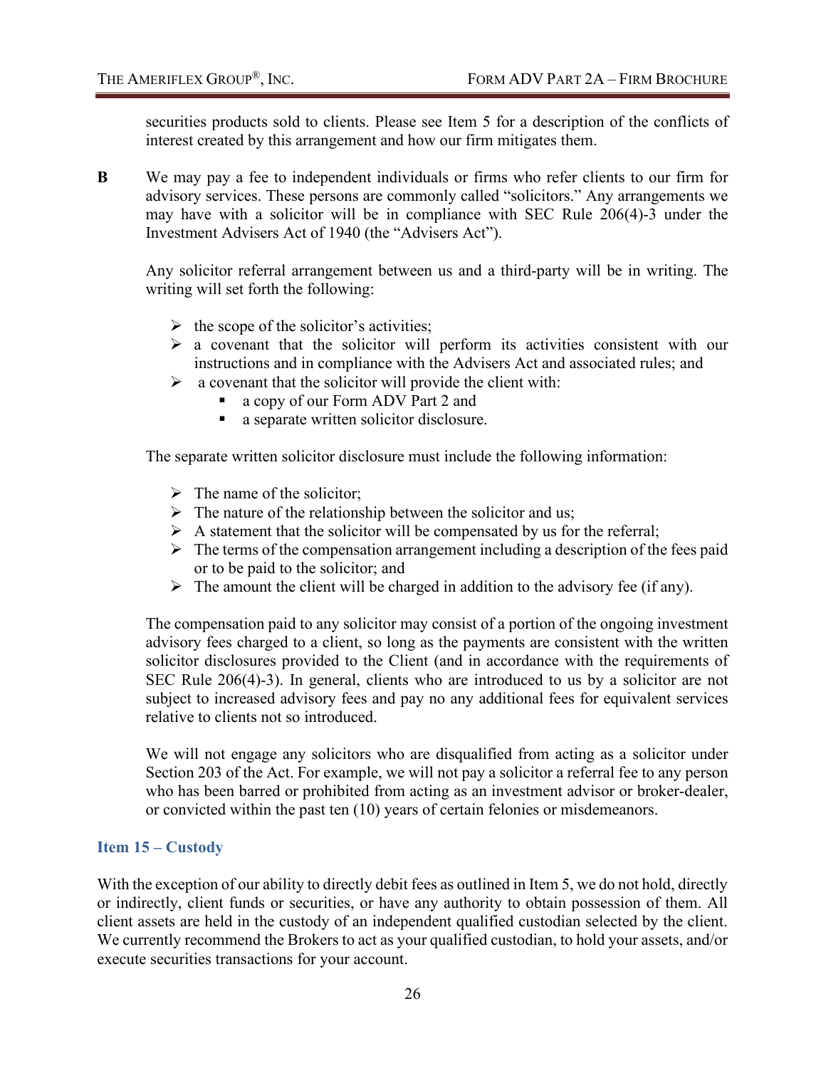securities products sold to clients. Please see Item 5 for a description of the conflicts of interest created by this arrangement and how our firm mitigates them.

**B** We may pay a fee to independent individuals or firms who refer clients to our firm for advisory services. These persons are commonly called "solicitors." Any arrangements we may have with a solicitor will be in compliance with SEC Rule 206(4)-3 under the Investment Advisers Act of 1940 (the "Advisers Act").

Any solicitor referral arrangement between us and a third-party will be in writing. The writing will set forth the following:

- the scope of the solicitor's activities;
- a covenant that the solicitor will perform its activities consistent with our instructions and in compliance with the Advisers Act and associated rules; and
- a covenant that the solicitor will provide the client with:
  - a copy of our Form ADV Part 2 and
  - a separate written solicitor disclosure.

The separate written solicitor disclosure must include the following information:

- The name of the solicitor;
- The nature of the relationship between the solicitor and us;
- A statement that the solicitor will be compensated by us for the referral;
- The terms of the compensation arrangement including a description of the fees paid or to be paid to the solicitor; and
- The amount the client will be charged in addition to the advisory fee (if any).

The compensation paid to any solicitor may consist of a portion of the ongoing investment advisory fees charged to a client, so long as the payments are consistent with the written solicitor disclosures provided to the Client (and in accordance with the requirements of SEC Rule 206(4)-3). In general, clients who are introduced to us by a solicitor are not subject to increased advisory fees and pay no any additional fees for equivalent services relative to clients not so introduced.

We will not engage any solicitors who are disqualified from acting as a solicitor under Section 203 of the Act. For example, we will not pay a solicitor a referral fee to any person who has been barred or prohibited from acting as an investment advisor or broker-dealer, or convicted within the past ten (10) years of certain felonies or misdemeanors.

## Item 15 – Custody

With the exception of our ability to directly debit fees as outlined in Item 5, we do not hold, directly or indirectly, client funds or securities, or have any authority to obtain possession of them. All client assets are held in the custody of an independent qualified custodian selected by the client. We currently recommend the Brokers to act as your qualified custodian, to hold your assets, and/or execute securities transactions for your account.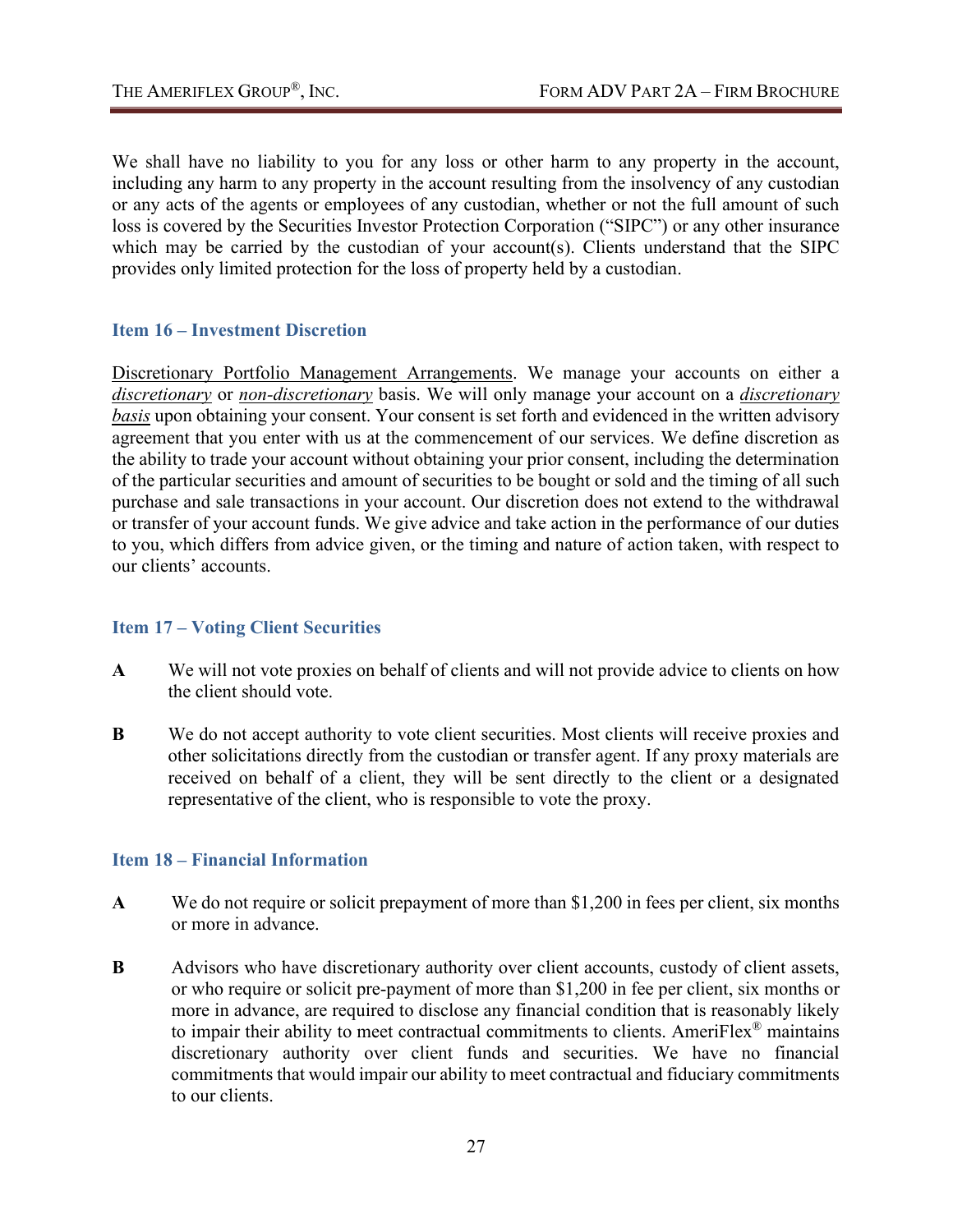We shall have no liability to you for any loss or other harm to any property in the account, including any harm to any property in the account resulting from the insolvency of any custodian or any acts of the agents or employees of any custodian, whether or not the full amount of such loss is covered by the Securities Investor Protection Corporation ("SIPC") or any other insurance which may be carried by the custodian of your account(s). Clients understand that the SIPC provides only limited protection for the loss of property held by a custodian.

## Item 16 – Investment Discretion

Discretionary Portfolio Management Arrangements. We manage your accounts on either a *discretionary* or *non-discretionary* basis. We will only manage your account on a *discretionary basis* upon obtaining your consent. Your consent is set forth and evidenced in the written advisory agreement that you enter with us at the commencement of our services. We define discretion as the ability to trade your account without obtaining your prior consent, including the determination of the particular securities and amount of securities to be bought or sold and the timing of all such purchase and sale transactions in your account. Our discretion does not extend to the withdrawal or transfer of your account funds. We give advice and take action in the performance of our duties to you, which differs from advice given, or the timing and nature of action taken, with respect to our clients' accounts.

## Item 17 – Voting Client Securities

**A** We will not vote proxies on behalf of clients and will not provide advice to clients on how the client should vote.

**B** We do not accept authority to vote client securities. Most clients will receive proxies and other solicitations directly from the custodian or transfer agent. If any proxy materials are received on behalf of a client, they will be sent directly to the client or a designated representative of the client, who is responsible to vote the proxy.

## Item 18 – Financial Information

**A** We do not require or solicit prepayment of more than $1,200 in fees per client, six months or more in advance.

**B** Advisors who have discretionary authority over client accounts, custody of client assets, or who require or solicit pre-payment of more than $1,200 in fee per client, six months or more in advance, are required to disclose any financial condition that is reasonably likely to impair their ability to meet contractual commitments to clients. AmeriFlex® maintains discretionary authority over client funds and securities. We have no financial commitments that would impair our ability to meet contractual and fiduciary commitments to our clients.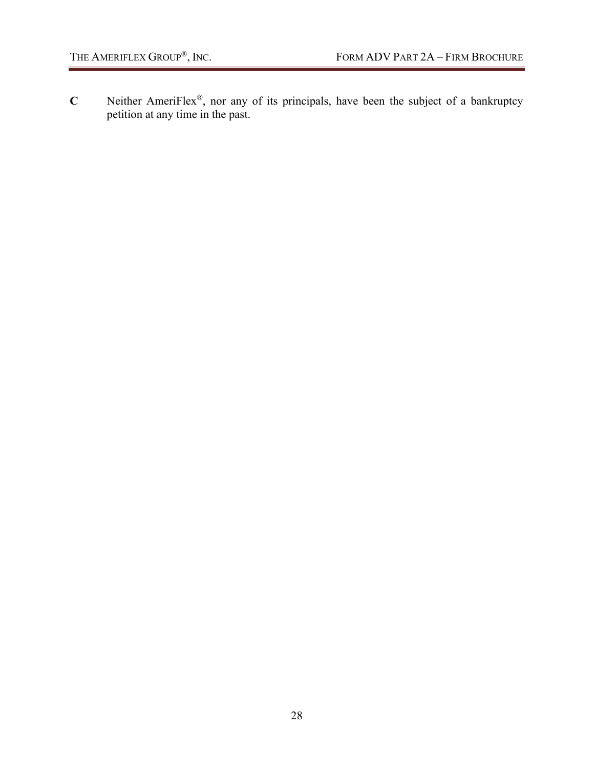**C** Neither AmeriFlex®, nor any of its principals, have been the subject of a bankruptcy petition at any time in the past.